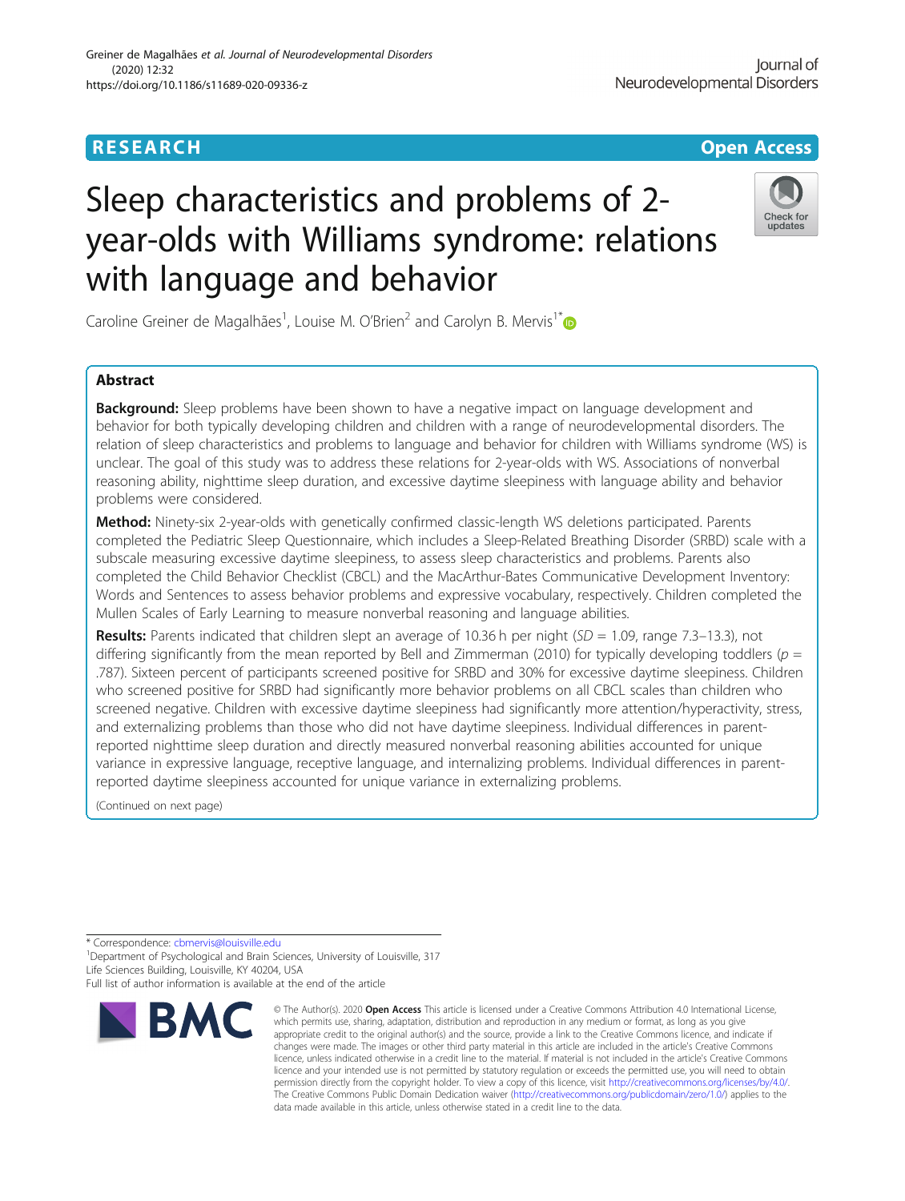RESEARCH

Open Access

# Sleep characteristics and problems of 2-year-olds with Williams syndrome: relations with language and behavior

Caroline Greiner de Magalhães[1], Louise M. O'Brien[2] and Carolyn B. Mervis[1*]

## Abstract

**Background:** Sleep problems have been shown to have a negative impact on language development and behavior for both typically developing children and children with a range of neurodevelopmental disorders. The relation of sleep characteristics and problems to language and behavior for children with Williams syndrome (WS) is unclear. The goal of this study was to address these relations for 2-year-olds with WS. Associations of nonverbal reasoning ability, nighttime sleep duration, and excessive daytime sleepiness with language ability and behavior problems were considered.

**Method:** Ninety-six 2-year-olds with genetically confirmed classic-length WS deletions participated. Parents completed the Pediatric Sleep Questionnaire, which includes a Sleep-Related Breathing Disorder (SRBD) scale with a subscale measuring excessive daytime sleepiness, to assess sleep characteristics and problems. Parents also completed the Child Behavior Checklist (CBCL) and the MacArthur-Bates Communicative Development Inventory: Words and Sentences to assess behavior problems and expressive vocabulary, respectively. Children completed the Mullen Scales of Early Learning to measure nonverbal reasoning and language abilities.

**Results:** Parents indicated that children slept an average of 10.36 h per night (*SD* = 1.09, range 7.3–13.3), not differing significantly from the mean reported by Bell and Zimmerman (2010) for typically developing toddlers ($p$ = .787). Sixteen percent of participants screened positive for SRBD and 30% for excessive daytime sleepiness. Children who screened positive for SRBD had significantly more behavior problems on all CBCL scales than children who screened negative. Children with excessive daytime sleepiness had significantly more attention/hyperactivity, stress, and externalizing problems than those who did not have daytime sleepiness. Individual differences in parent-reported nighttime sleep duration and directly measured nonverbal reasoning abilities accounted for unique variance in expressive language, receptive language, and internalizing problems. Individual differences in parent-reported daytime sleepiness accounted for unique variance in externalizing problems.

(Continued on next page)

* Correspondence: cbmervis@louisville.edu
[1]Department of Psychological and Brain Sciences, University of Louisville, 317 Life Sciences Building, Louisville, KY 40204, USA
Full list of author information is available at the end of the article

© The Author(s). 2020 **Open Access** This article is licensed under a Creative Commons Attribution 4.0 International License, which permits use, sharing, adaptation, distribution and reproduction in any medium or format, as long as you give appropriate credit to the original author(s) and the source, provide a link to the Creative Commons licence, and indicate if changes were made. The images or other third party material in this article are included in the article's Creative Commons licence, unless indicated otherwise in a credit line to the material. If material is not included in the article's Creative Commons licence and your intended use is not permitted by statutory regulation or exceeds the permitted use, you will need to obtain permission directly from the copyright holder. To view a copy of this licence, visit http://creativecommons.org/licenses/by/4.0/. The Creative Commons Public Domain Dedication waiver (http://creativecommons.org/publicdomain/zero/1.0/) applies to the data made available in this article, unless otherwise stated in a credit line to the data.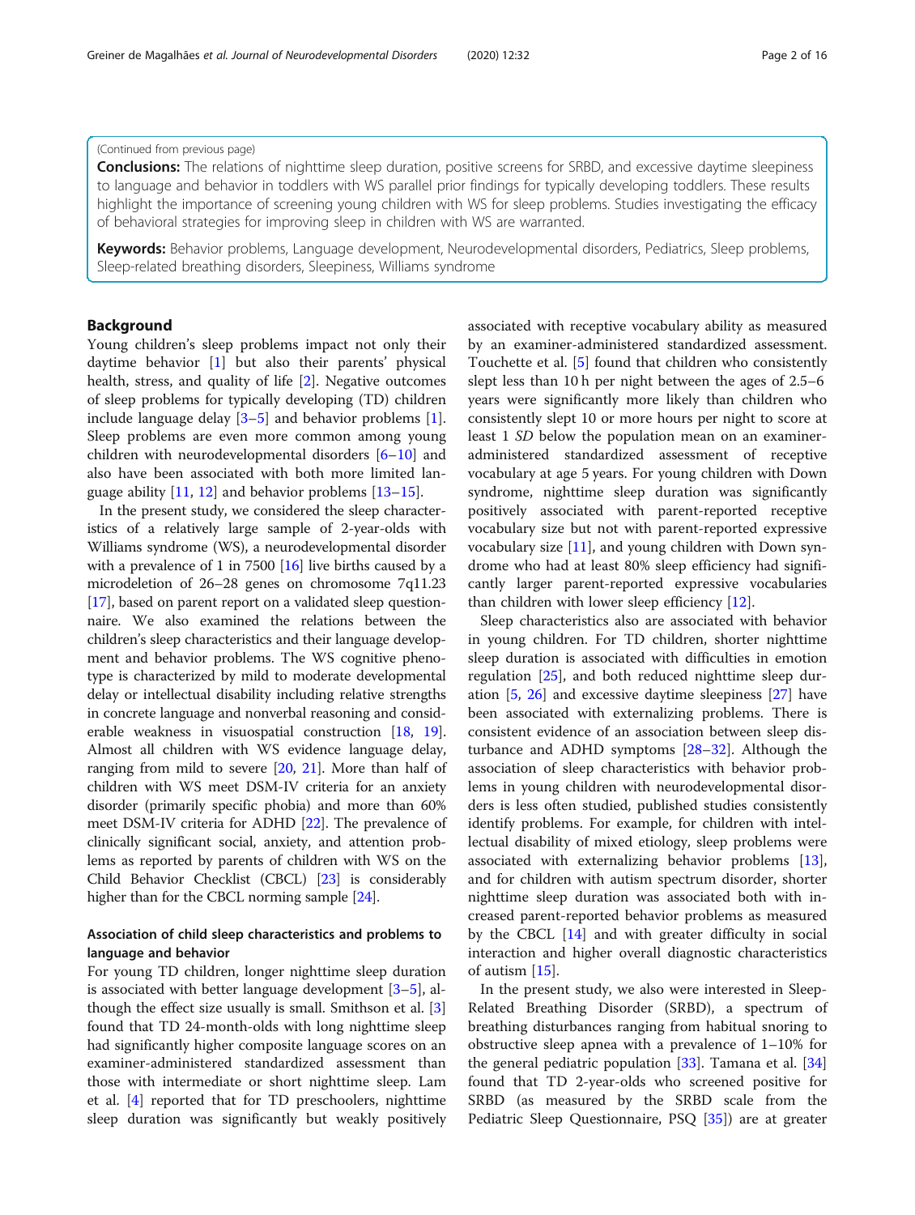(Continued from previous page)

**Conclusions:** The relations of nighttime sleep duration, positive screens for SRBD, and excessive daytime sleepiness to language and behavior in toddlers with WS parallel prior findings for typically developing toddlers. These results highlight the importance of screening young children with WS for sleep problems. Studies investigating the efficacy of behavioral strategies for improving sleep in children with WS are warranted.

**Keywords:** Behavior problems, Language development, Neurodevelopmental disorders, Pediatrics, Sleep problems, Sleep-related breathing disorders, Sleepiness, Williams syndrome

## Background

Young children's sleep problems impact not only their daytime behavior [1] but also their parents' physical health, stress, and quality of life [2]. Negative outcomes of sleep problems for typically developing (TD) children include language delay [3–5] and behavior problems [1]. Sleep problems are even more common among young children with neurodevelopmental disorders [6–10] and also have been associated with both more limited language ability [11, 12] and behavior problems [13–15].

In the present study, we considered the sleep characteristics of a relatively large sample of 2-year-olds with Williams syndrome (WS), a neurodevelopmental disorder with a prevalence of 1 in 7500 [16] live births caused by a microdeletion of 26–28 genes on chromosome 7q11.23 [17], based on parent report on a validated sleep questionnaire. We also examined the relations between the children's sleep characteristics and their language development and behavior problems. The WS cognitive phenotype is characterized by mild to moderate developmental delay or intellectual disability including relative strengths in concrete language and nonverbal reasoning and considerable weakness in visuospatial construction [18, 19]. Almost all children with WS evidence language delay, ranging from mild to severe [20, 21]. More than half of children with WS meet DSM-IV criteria for an anxiety disorder (primarily specific phobia) and more than 60% meet DSM-IV criteria for ADHD [22]. The prevalence of clinically significant social, anxiety, and attention problems as reported by parents of children with WS on the Child Behavior Checklist (CBCL) [23] is considerably higher than for the CBCL norming sample [24].

### Association of child sleep characteristics and problems to language and behavior

For young TD children, longer nighttime sleep duration is associated with better language development [3–5], although the effect size usually is small. Smithson et al. [3] found that TD 24-month-olds with long nighttime sleep had significantly higher composite language scores on an examiner-administered standardized assessment than those with intermediate or short nighttime sleep. Lam et al. [4] reported that for TD preschoolers, nighttime sleep duration was significantly but weakly positively associated with receptive vocabulary ability as measured by an examiner-administered standardized assessment. Touchette et al. [5] found that children who consistently slept less than 10 h per night between the ages of 2.5–6 years were significantly more likely than children who consistently slept 10 or more hours per night to score at least 1 *SD* below the population mean on an examiner-administered standardized assessment of receptive vocabulary at age 5 years. For young children with Down syndrome, nighttime sleep duration was significantly positively associated with parent-reported receptive vocabulary size but not with parent-reported expressive vocabulary size [11], and young children with Down syndrome who had at least 80% sleep efficiency had significantly larger parent-reported expressive vocabularies than children with lower sleep efficiency [12].

Sleep characteristics also are associated with behavior in young children. For TD children, shorter nighttime sleep duration is associated with difficulties in emotion regulation [25], and both reduced nighttime sleep duration [5, 26] and excessive daytime sleepiness [27] have been associated with externalizing problems. There is consistent evidence of an association between sleep disturbance and ADHD symptoms [28–32]. Although the association of sleep characteristics with behavior problems in young children with neurodevelopmental disorders is less often studied, published studies consistently identify problems. For example, for children with intellectual disability of mixed etiology, sleep problems were associated with externalizing behavior problems [13], and for children with autism spectrum disorder, shorter nighttime sleep duration was associated both with increased parent-reported behavior problems as measured by the CBCL [14] and with greater difficulty in social interaction and higher overall diagnostic characteristics of autism [15].

In the present study, we also were interested in Sleep-Related Breathing Disorder (SRBD), a spectrum of breathing disturbances ranging from habitual snoring to obstructive sleep apnea with a prevalence of 1–10% for the general pediatric population [33]. Tamana et al. [34] found that TD 2-year-olds who screened positive for SRBD (as measured by the SRBD scale from the Pediatric Sleep Questionnaire, PSQ [35]) are at greater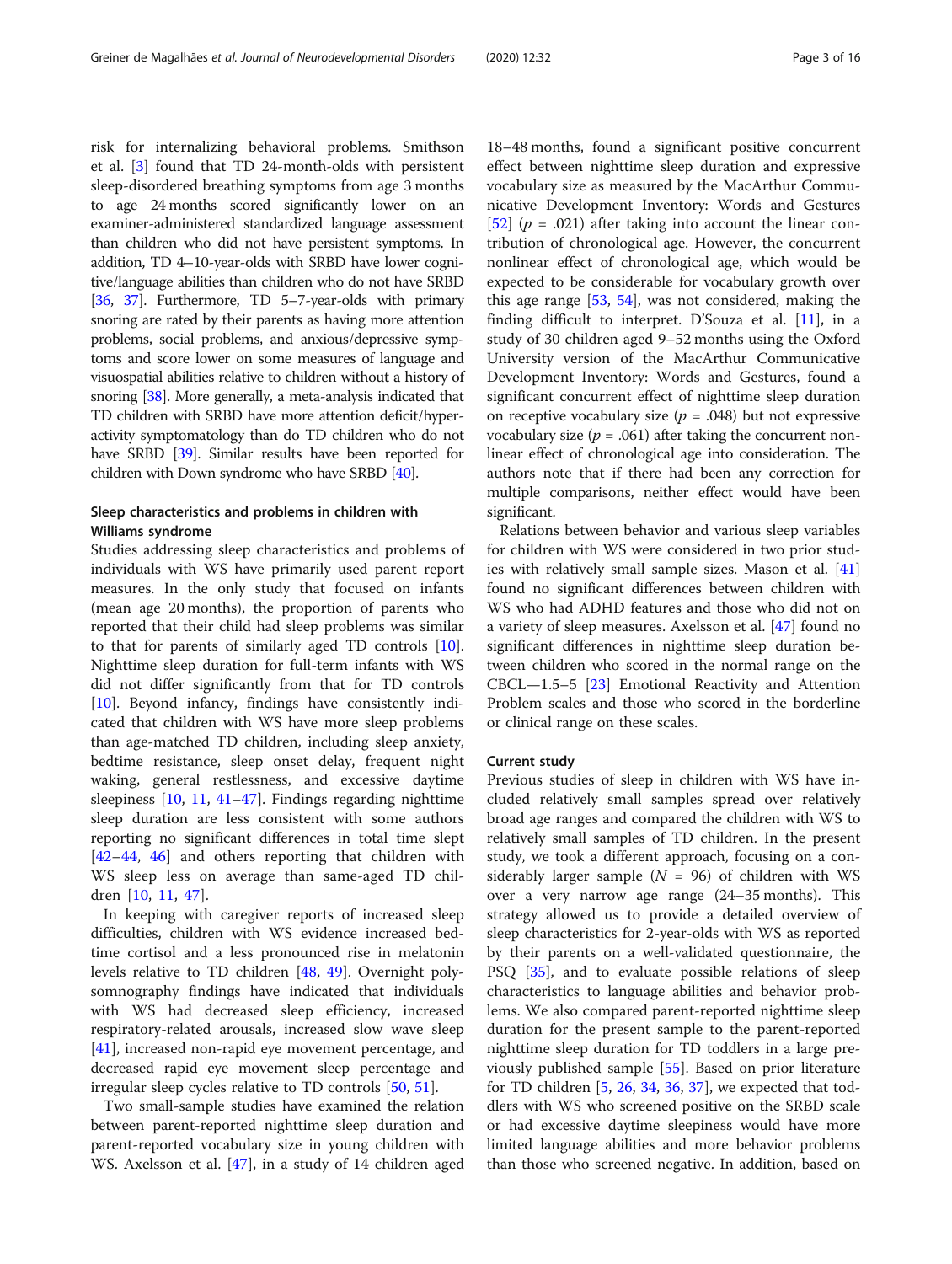risk for internalizing behavioral problems. Smithson et al. [3] found that TD 24-month-olds with persistent sleep-disordered breathing symptoms from age 3 months to age 24 months scored significantly lower on an examiner-administered standardized language assessment than children who did not have persistent symptoms. In addition, TD 4–10-year-olds with SRBD have lower cognitive/language abilities than children who do not have SRBD [36, 37]. Furthermore, TD 5–7-year-olds with primary snoring are rated by their parents as having more attention problems, social problems, and anxious/depressive symptoms and score lower on some measures of language and visuospatial abilities relative to children without a history of snoring [38]. More generally, a meta-analysis indicated that TD children with SRBD have more attention deficit/hyperactivity symptomatology than do TD children who do not have SRBD [39]. Similar results have been reported for children with Down syndrome who have SRBD [40].

### Sleep characteristics and problems in children with Williams syndrome

Studies addressing sleep characteristics and problems of individuals with WS have primarily used parent report measures. In the only study that focused on infants (mean age 20 months), the proportion of parents who reported that their child had sleep problems was similar to that for parents of similarly aged TD controls [10]. Nighttime sleep duration for full-term infants with WS did not differ significantly from that for TD controls [10]. Beyond infancy, findings have consistently indicated that children with WS have more sleep problems than age-matched TD children, including sleep anxiety, bedtime resistance, sleep onset delay, frequent night waking, general restlessness, and excessive daytime sleepiness [10, 11, 41–47]. Findings regarding nighttime sleep duration are less consistent with some authors reporting no significant differences in total time slept [42–44, 46] and others reporting that children with WS sleep less on average than same-aged TD children [10, 11, 47].

In keeping with caregiver reports of increased sleep difficulties, children with WS evidence increased bedtime cortisol and a less pronounced rise in melatonin levels relative to TD children [48, 49]. Overnight polysomnography findings have indicated that individuals with WS had decreased sleep efficiency, increased respiratory-related arousals, increased slow wave sleep [41], increased non-rapid eye movement percentage, and decreased rapid eye movement sleep percentage and irregular sleep cycles relative to TD controls [50, 51].

Two small-sample studies have examined the relation between parent-reported nighttime sleep duration and parent-reported vocabulary size in young children with WS. Axelsson et al. [47], in a study of 14 children aged 18–48 months, found a significant positive concurrent effect between nighttime sleep duration and expressive vocabulary size as measured by the MacArthur Communicative Development Inventory: Words and Gestures [52] ($p$ = .021) after taking into account the linear contribution of chronological age. However, the concurrent nonlinear effect of chronological age, which would be expected to be considerable for vocabulary growth over this age range [53, 54], was not considered, making the finding difficult to interpret. D'Souza et al. [11], in a study of 30 children aged 9–52 months using the Oxford University version of the MacArthur Communicative Development Inventory: Words and Gestures, found a significant concurrent effect of nighttime sleep duration on receptive vocabulary size ($p$ = .048) but not expressive vocabulary size ($p$ = .061) after taking the concurrent nonlinear effect of chronological age into consideration. The authors note that if there had been any correction for multiple comparisons, neither effect would have been significant.

Relations between behavior and various sleep variables for children with WS were considered in two prior studies with relatively small sample sizes. Mason et al. [41] found no significant differences between children with WS who had ADHD features and those who did not on a variety of sleep measures. Axelsson et al. [47] found no significant differences in nighttime sleep duration between children who scored in the normal range on the CBCL—1.5–5 [23] Emotional Reactivity and Attention Problem scales and those who scored in the borderline or clinical range on these scales.

### Current study

Previous studies of sleep in children with WS have included relatively small samples spread over relatively broad age ranges and compared the children with WS to relatively small samples of TD children. In the present study, we took a different approach, focusing on a considerably larger sample ($N$ = 96) of children with WS over a very narrow age range (24–35 months). This strategy allowed us to provide a detailed overview of sleep characteristics for 2-year-olds with WS as reported by their parents on a well-validated questionnaire, the PSQ [35], and to evaluate possible relations of sleep characteristics to language abilities and behavior problems. We also compared parent-reported nighttime sleep duration for the present sample to the parent-reported nighttime sleep duration for TD toddlers in a large previously published sample [55]. Based on prior literature for TD children [5, 26, 34, 36, 37], we expected that toddlers with WS who screened positive on the SRBD scale or had excessive daytime sleepiness would have more limited language abilities and more behavior problems than those who screened negative. In addition, based on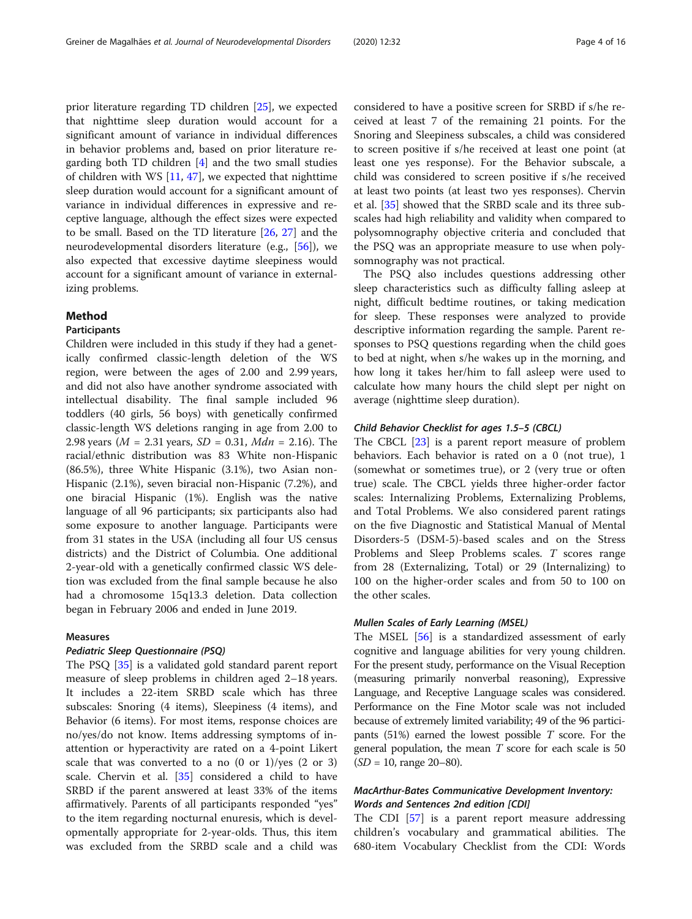prior literature regarding TD children [25], we expected that nighttime sleep duration would account for a significant amount of variance in individual differences in behavior problems and, based on prior literature regarding both TD children [4] and the two small studies of children with WS [11, 47], we expected that nighttime sleep duration would account for a significant amount of variance in individual differences in expressive and receptive language, although the effect sizes were expected to be small. Based on the TD literature [26, 27] and the neurodevelopmental disorders literature (e.g., [56]), we also expected that excessive daytime sleepiness would account for a significant amount of variance in externalizing problems.

## Method

### Participants

Children were included in this study if they had a genetically confirmed classic-length deletion of the WS region, were between the ages of 2.00 and 2.99 years, and did not also have another syndrome associated with intellectual disability. The final sample included 96 toddlers (40 girls, 56 boys) with genetically confirmed classic-length WS deletions ranging in age from 2.00 to 2.98 years ($M$ = 2.31 years, $SD$ = 0.31, $Mdn$ = 2.16). The racial/ethnic distribution was 83 White non-Hispanic (86.5%), three White Hispanic (3.1%), two Asian non-Hispanic (2.1%), seven biracial non-Hispanic (7.2%), and one biracial Hispanic (1%). English was the native language of all 96 participants; six participants also had some exposure to another language. Participants were from 31 states in the USA (including all four US census districts) and the District of Columbia. One additional 2-year-old with a genetically confirmed classic WS deletion was excluded from the final sample because he also had a chromosome 15q13.3 deletion. Data collection began in February 2006 and ended in June 2019.

### Measures

#### *Pediatric Sleep Questionnaire (PSQ)*

The PSQ [35] is a validated gold standard parent report measure of sleep problems in children aged 2–18 years. It includes a 22-item SRBD scale which has three subscales: Snoring (4 items), Sleepiness (4 items), and Behavior (6 items). For most items, response choices are no/yes/do not know. Items addressing symptoms of inattention or hyperactivity are rated on a 4-point Likert scale that was converted to a no (0 or 1)/yes (2 or 3) scale. Chervin et al. [35] considered a child to have SRBD if the parent answered at least 33% of the items affirmatively. Parents of all participants responded "yes" to the item regarding nocturnal enuresis, which is developmentally appropriate for 2-year-olds. Thus, this item was excluded from the SRBD scale and a child was considered to have a positive screen for SRBD if s/he received at least 7 of the remaining 21 points. For the Snoring and Sleepiness subscales, a child was considered to screen positive if s/he received at least one point (at least one yes response). For the Behavior subscale, a child was considered to screen positive if s/he received at least two points (at least two yes responses). Chervin et al. [35] showed that the SRBD scale and its three subscales had high reliability and validity when compared to polysomnography objective criteria and concluded that the PSQ was an appropriate measure to use when polysomnography was not practical.

The PSQ also includes questions addressing other sleep characteristics such as difficulty falling asleep at night, difficult bedtime routines, or taking medication for sleep. These responses were analyzed to provide descriptive information regarding the sample. Parent responses to PSQ questions regarding when the child goes to bed at night, when s/he wakes up in the morning, and how long it takes her/him to fall asleep were used to calculate how many hours the child slept per night on average (nighttime sleep duration).

#### *Child Behavior Checklist for ages 1.5–5 (CBCL)*

The CBCL [23] is a parent report measure of problem behaviors. Each behavior is rated on a 0 (not true), 1 (somewhat or sometimes true), or 2 (very true or often true) scale. The CBCL yields three higher-order factor scales: Internalizing Problems, Externalizing Problems, and Total Problems. We also considered parent ratings on the five Diagnostic and Statistical Manual of Mental Disorders-5 (DSM-5)-based scales and on the Stress Problems and Sleep Problems scales. $T$ scores range from 28 (Externalizing, Total) or 29 (Internalizing) to 100 on the higher-order scales and from 50 to 100 on the other scales.

#### *Mullen Scales of Early Learning (MSEL)*

The MSEL [56] is a standardized assessment of early cognitive and language abilities for very young children. For the present study, performance on the Visual Reception (measuring primarily nonverbal reasoning), Expressive Language, and Receptive Language scales was considered. Performance on the Fine Motor scale was not included because of extremely limited variability; 49 of the 96 participants (51%) earned the lowest possible $T$ score. For the general population, the mean $T$ score for each scale is 50 ($SD$ = 10, range 20–80).

#### *MacArthur-Bates Communicative Development Inventory: Words and Sentences 2nd edition [CDI]*

The CDI [57] is a parent report measure addressing children's vocabulary and grammatical abilities. The 680-item Vocabulary Checklist from the CDI: Words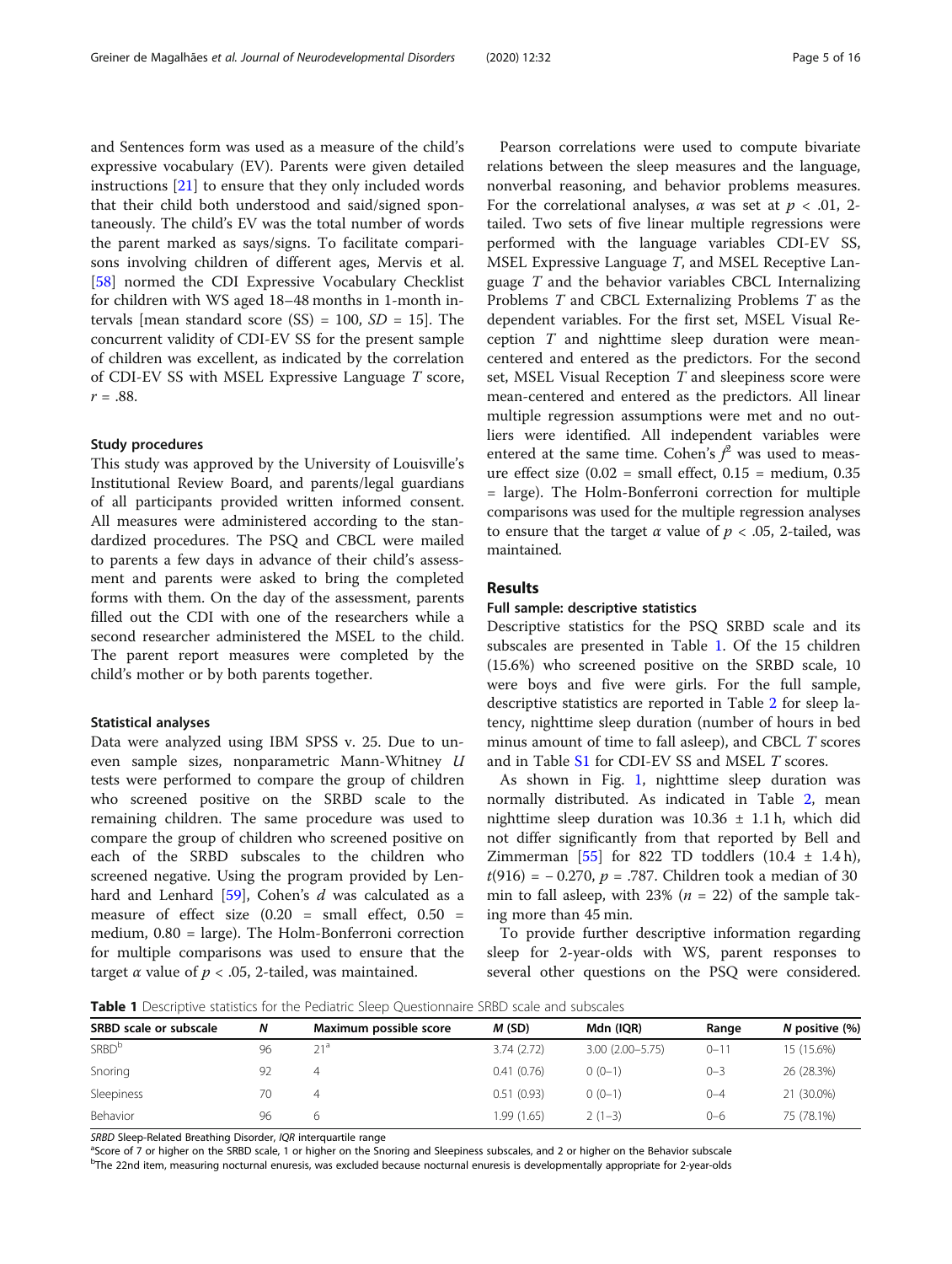and Sentences form was used as a measure of the child's expressive vocabulary (EV). Parents were given detailed instructions [21] to ensure that they only included words that their child both understood and said/signed spontaneously. The child's EV was the total number of words the parent marked as says/signs. To facilitate comparisons involving children of different ages, Mervis et al. [58] normed the CDI Expressive Vocabulary Checklist for children with WS aged 18–48 months in 1-month intervals [mean standard score (SS) = 100, *SD* = 15]. The concurrent validity of CDI-EV SS for the present sample of children was excellent, as indicated by the correlation of CDI-EV SS with MSEL Expressive Language *T* score, $r = .88$.

### Study procedures

This study was approved by the University of Louisville's Institutional Review Board, and parents/legal guardians of all participants provided written informed consent. All measures were administered according to the standardized procedures. The PSQ and CBCL were mailed to parents a few days in advance of their child's assessment and parents were asked to bring the completed forms with them. On the day of the assessment, parents filled out the CDI with one of the researchers while a second researcher administered the MSEL to the child. The parent report measures were completed by the child's mother or by both parents together.

### Statistical analyses

Data were analyzed using IBM SPSS v. 25. Due to uneven sample sizes, nonparametric Mann-Whitney *U* tests were performed to compare the group of children who screened positive on the SRBD scale to the remaining children. The same procedure was used to compare the group of children who screened positive on each of the SRBD subscales to the children who screened negative. Using the program provided by Lenhard and Lenhard [59], Cohen's *d* was calculated as a measure of effect size (0.20 = small effect, 0.50 = medium, 0.80 = large). The Holm-Bonferroni correction for multiple comparisons was used to ensure that the target $\alpha$ value of $p < .05$, 2-tailed, was maintained.

Pearson correlations were used to compute bivariate relations between the sleep measures and the language, nonverbal reasoning, and behavior problems measures. For the correlational analyses, $\alpha$ was set at $p < .01$, 2-tailed. Two sets of five linear multiple regressions were performed with the language variables CDI-EV SS, MSEL Expressive Language *T*, and MSEL Receptive Language *T* and the behavior variables CBCL Internalizing Problems *T* and CBCL Externalizing Problems *T* as the dependent variables. For the first set, MSEL Visual Reception *T* and nighttime sleep duration were mean-centered and entered as the predictors. For the second set, MSEL Visual Reception *T* and sleepiness score were mean-centered and entered as the predictors. All linear multiple regression assumptions were met and no outliers were identified. All independent variables were entered at the same time. Cohen's $f^2$ was used to measure effect size (0.02 = small effect, 0.15 = medium, 0.35 = large). The Holm-Bonferroni correction for multiple comparisons was used for the multiple regression analyses to ensure that the target $\alpha$ value of $p < .05$, 2-tailed, was maintained.

## Results

### Full sample: descriptive statistics

Descriptive statistics for the PSQ SRBD scale and its subscales are presented in Table 1. Of the 15 children (15.6%) who screened positive on the SRBD scale, 10 were boys and five were girls. For the full sample, descriptive statistics are reported in Table 2 for sleep latency, nighttime sleep duration (number of hours in bed minus amount of time to fall asleep), and CBCL *T* scores and in Table S1 for CDI-EV SS and MSEL *T* scores.

As shown in Fig. 1, nighttime sleep duration was normally distributed. As indicated in Table 2, mean nighttime sleep duration was 10.36 ± 1.1 h, which did not differ significantly from that reported by Bell and Zimmerman [55] for 822 TD toddlers (10.4 ± 1.4 h), $t(916) = -0.270$, $p = .787$. Children took a median of 30 min to fall asleep, with 23% ($n = 22$) of the sample taking more than 45 min.

To provide further descriptive information regarding sleep for 2-year-olds with WS, parent responses to several other questions on the PSQ were considered.

**Table 1** Descriptive statistics for the Pediatric Sleep Questionnaire SRBD scale and subscales

| SRBD scale or subscale | *N* | Maximum possible score | *M* (SD) | Mdn (IQR) | Range | *N* positive (%) |
|---|---|---|---|---|---|---|
| SRBD[b] | 96 | 21[a] | 3.74 (2.72) | 3.00 (2.00–5.75) | 0–11 | 15 (15.6%) |
| Snoring | 92 | 4 | 0.41 (0.76) | 0 (0–1) | 0–3 | 26 (28.3%) |
| Sleepiness | 70 | 4 | 0.51 (0.93) | 0 (0–1) | 0–4 | 21 (30.0%) |
| Behavior | 96 | 6 | 1.99 (1.65) | 2 (1–3) | 0–6 | 75 (78.1%) |

*SRBD* Sleep-Related Breathing Disorder, *IQR* interquartile range

[a]Score of 7 or higher on the SRBD scale, 1 or higher on the Snoring and Sleepiness subscales, and 2 or higher on the Behavior subscale

[b]The 22nd item, measuring nocturnal enuresis, was excluded because nocturnal enuresis is developmentally appropriate for 2-year-olds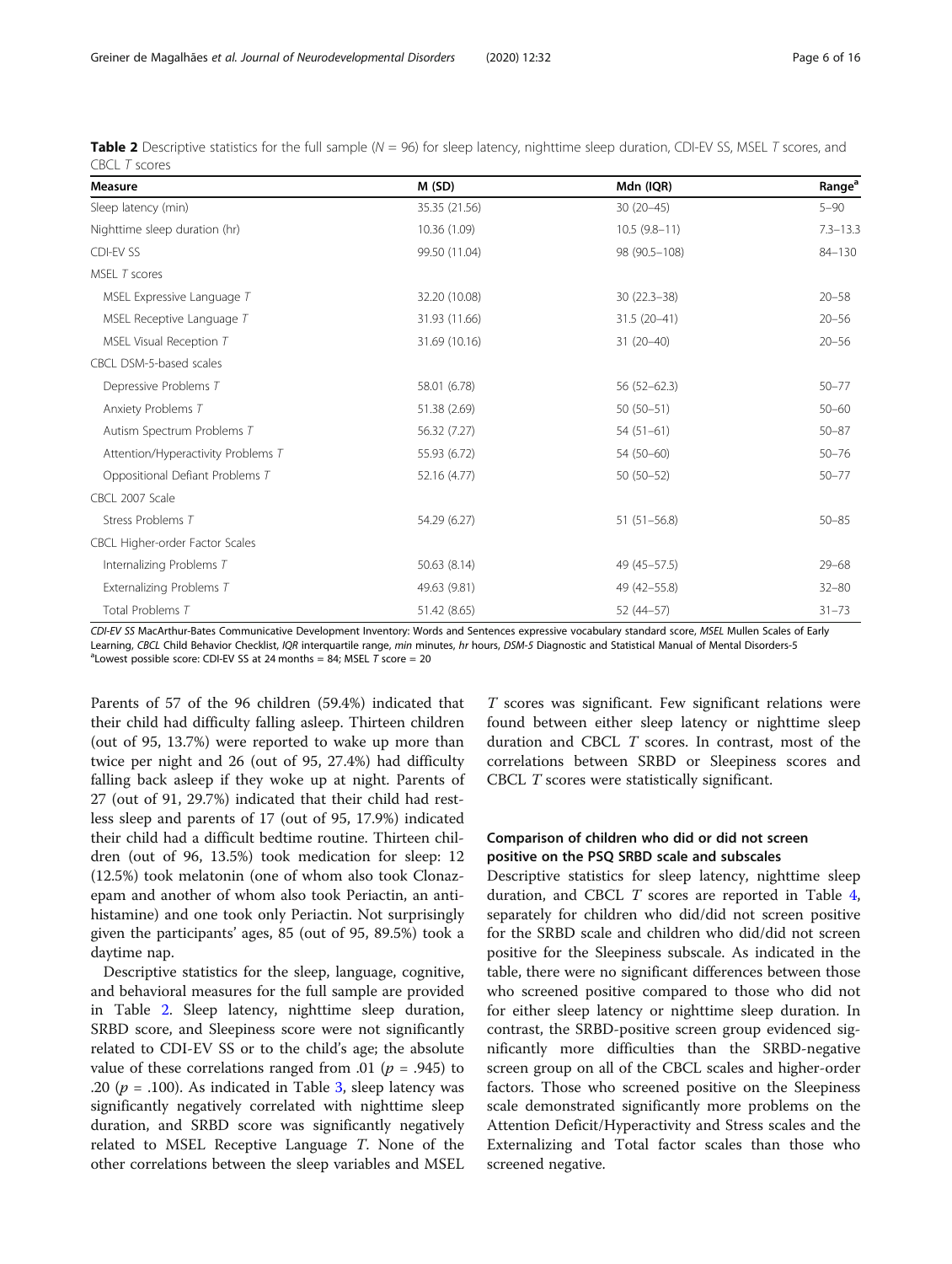**Table 2** Descriptive statistics for the full sample ($N$ = 96) for sleep latency, nighttime sleep duration, CDI-EV SS, MSEL *T* scores, and CBCL *T* scores

| Measure | M (SD) | Mdn (IQR) | Range[a] |
|---|---|---|---|
| Sleep latency (min) | 35.35 (21.56) | 30 (20–45) | 5–90 |
| Nighttime sleep duration (hr) | 10.36 (1.09) | 10.5 (9.8–11) | 7.3–13.3 |
| CDI-EV SS | 99.50 (11.04) | 98 (90.5–108) | 84–130 |
| MSEL *T* scores | | | |
| MSEL Expressive Language *T* | 32.20 (10.08) | 30 (22.3–38) | 20–58 |
| MSEL Receptive Language *T* | 31.93 (11.66) | 31.5 (20–41) | 20–56 |
| MSEL Visual Reception *T* | 31.69 (10.16) | 31 (20–40) | 20–56 |
| CBCL DSM-5-based scales | | | |
| Depressive Problems *T* | 58.01 (6.78) | 56 (52–62.3) | 50–77 |
| Anxiety Problems *T* | 51.38 (2.69) | 50 (50–51) | 50–60 |
| Autism Spectrum Problems *T* | 56.32 (7.27) | 54 (51–61) | 50–87 |
| Attention/Hyperactivity Problems *T* | 55.93 (6.72) | 54 (50–60) | 50–76 |
| Oppositional Defiant Problems *T* | 52.16 (4.77) | 50 (50–52) | 50–77 |
| CBCL 2007 Scale | | | |
| Stress Problems *T* | 54.29 (6.27) | 51 (51–56.8) | 50–85 |
| CBCL Higher-order Factor Scales | | | |
| Internalizing Problems *T* | 50.63 (8.14) | 49 (45–57.5) | 29–68 |
| Externalizing Problems *T* | 49.63 (9.81) | 49 (42–55.8) | 32–80 |
| Total Problems *T* | 51.42 (8.65) | 52 (44–57) | 31–73 |

*CDI-EV SS* MacArthur-Bates Communicative Development Inventory: Words and Sentences expressive vocabulary standard score, *MSEL* Mullen Scales of Early Learning, *CBCL* Child Behavior Checklist, *IQR* interquartile range, *min* minutes, *hr* hours, *DSM-5* Diagnostic and Statistical Manual of Mental Disorders-5
[a]Lowest possible score: CDI-EV SS at 24 months = 84; MSEL *T* score = 20

Parents of 57 of the 96 children (59.4%) indicated that their child had difficulty falling asleep. Thirteen children (out of 95, 13.7%) were reported to wake up more than twice per night and 26 (out of 95, 27.4%) had difficulty falling back asleep if they woke up at night. Parents of 27 (out of 91, 29.7%) indicated that their child had restless sleep and parents of 17 (out of 95, 17.9%) indicated their child had a difficult bedtime routine. Thirteen children (out of 96, 13.5%) took medication for sleep: 12 (12.5%) took melatonin (one of whom also took Clonazepam and another of whom also took Periactin, an antihistamine) and one took only Periactin. Not surprisingly given the participants' ages, 85 (out of 95, 89.5%) took a daytime nap.

Descriptive statistics for the sleep, language, cognitive, and behavioral measures for the full sample are provided in Table 2. Sleep latency, nighttime sleep duration, SRBD score, and Sleepiness score were not significantly related to CDI-EV SS or to the child's age; the absolute value of these correlations ranged from .01 ($p$ = .945) to .20 ($p$ = .100). As indicated in Table 3, sleep latency was significantly negatively correlated with nighttime sleep duration, and SRBD score was significantly negatively related to MSEL Receptive Language *T*. None of the other correlations between the sleep variables and MSEL *T* scores was significant. Few significant relations were found between either sleep latency or nighttime sleep duration and CBCL *T* scores. In contrast, most of the correlations between SRBD or Sleepiness scores and CBCL *T* scores were statistically significant.

## Comparison of children who did or did not screen positive on the PSQ SRBD scale and subscales

Descriptive statistics for sleep latency, nighttime sleep duration, and CBCL *T* scores are reported in Table 4, separately for children who did/did not screen positive for the SRBD scale and children who did/did not screen positive for the Sleepiness subscale. As indicated in the table, there were no significant differences between those who screened positive compared to those who did not for either sleep latency or nighttime sleep duration. In contrast, the SRBD-positive screen group evidenced significantly more difficulties than the SRBD-negative screen group on all of the CBCL scales and higher-order factors. Those who screened positive on the Sleepiness scale demonstrated significantly more problems on the Attention Deficit/Hyperactivity and Stress scales and the Externalizing and Total factor scales than those who screened negative.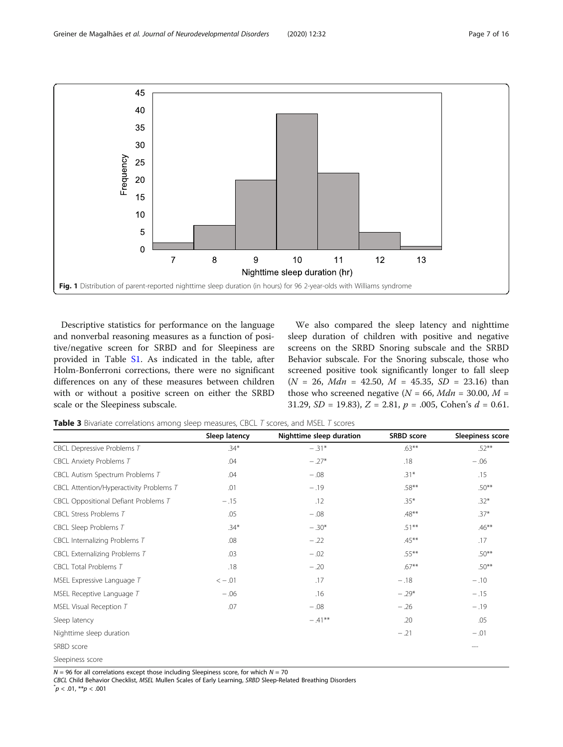Fig. 1 Distribution of parent-reported nighttime sleep duration (in hours) for 96 2-year-olds with Williams syndrome

Descriptive statistics for performance on the language and nonverbal reasoning measures as a function of positive/negative screen for SRBD and for Sleepiness are provided in Table S1. As indicated in the table, after Holm-Bonferroni corrections, there were no significant differences on any of these measures between children with or without a positive screen on either the SRBD scale or the Sleepiness subscale.

We also compared the sleep latency and nighttime sleep duration of children with positive and negative screens on the SRBD Snoring subscale and the SRBD Behavior subscale. For the Snoring subscale, those who screened positive took significantly longer to fall sleep ($N$ = 26, $Mdn$ = 42.50, $M$ = 45.35, $SD$ = 23.16) than those who screened negative ($N$ = 66, $Mdn$ = 30.00, $M$ = 31.29, $SD$ = 19.83), $Z$ = 2.81, $p$ = .005, Cohen's $d$ = 0.61.

**Table 3** Bivariate correlations among sleep measures, CBCL *T* scores, and MSEL *T* scores

| | Sleep latency | Nighttime sleep duration | SRBD score | Sleepiness score |
|---|---|---|---|---|
| CBCL Depressive Problems *T* | .34* | − .31* | .63** | .52** |
| CBCL Anxiety Problems *T* | .04 | − .27* | .18 | − .06 |
| CBCL Autism Spectrum Problems *T* | .04 | − .08 | .31* | .15 |
| CBCL Attention/Hyperactivity Problems *T* | .01 | − .19 | .58** | .50** |
| CBCL Oppositional Defiant Problems *T* | − .15 | .12 | .35* | .32* |
| CBCL Stress Problems *T* | .05 | − .08 | .48** | .37* |
| CBCL Sleep Problems *T* | .34* | − .30* | .51** | .46** |
| CBCL Internalizing Problems *T* | .08 | − .22 | .45** | .17 |
| CBCL Externalizing Problems *T* | .03 | − .02 | .55** | .50** |
| CBCL Total Problems *T* | .18 | − .20 | .67** | .50** |
| MSEL Expressive Language *T* | < − .01 | .17 | − .18 | − .10 |
| MSEL Receptive Language *T* | − .06 | .16 | − .29* | − .15 |
| MSEL Visual Reception *T* | .07 | − .08 | − .26 | − .19 |
| Sleep latency | | − .41** | .20 | .05 |
| Nighttime sleep duration | | | − .21 | − .01 |
| SRBD score | | | | --- |
| Sleepiness score | | | | |

$N$ = 96 for all correlations except those including Sleepiness score, for which $N$ = 70

*CBCL* Child Behavior Checklist, *MSEL* Mullen Scales of Early Learning, *SRBD* Sleep-Related Breathing Disorders

*$p$ < .01, **$p$ < .001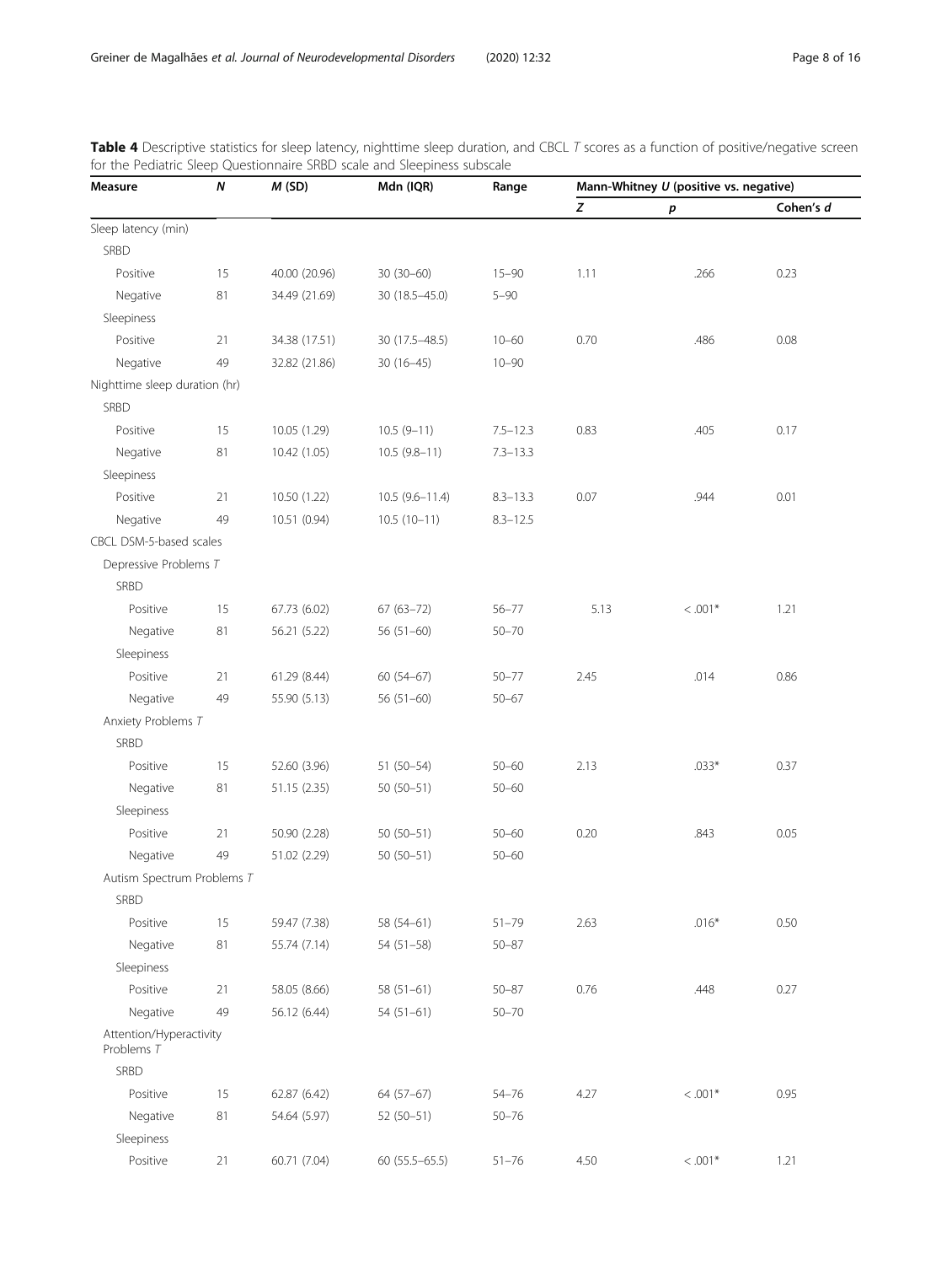**Table 4** Descriptive statistics for sleep latency, nighttime sleep duration, and CBCL *T* scores as a function of positive/negative screen for the Pediatric Sleep Questionnaire SRBD scale and Sleepiness subscale

| Measure | *N* | *M* (SD) | Mdn (IQR) | Range | Mann-Whitney *U* (positive vs. negative) | | |
|---|---|---|---|---|---|---|---|
| | | | | | *Z* | *p* | Cohen's *d* |
| Sleep latency (min) | | | | | | | |
| SRBD | | | | | | | |
| Positive | 15 | 40.00 (20.96) | 30 (30–60) | 15–90 | 1.11 | .266 | 0.23 |
| Negative | 81 | 34.49 (21.69) | 30 (18.5–45.0) | 5–90 | | | |
| Sleepiness | | | | | | | |
| Positive | 21 | 34.38 (17.51) | 30 (17.5–48.5) | 10–60 | 0.70 | .486 | 0.08 |
| Negative | 49 | 32.82 (21.86) | 30 (16–45) | 10–90 | | | |
| Nighttime sleep duration (hr) | | | | | | | |
| SRBD | | | | | | | |
| Positive | 15 | 10.05 (1.29) | 10.5 (9–11) | 7.5–12.3 | 0.83 | .405 | 0.17 |
| Negative | 81 | 10.42 (1.05) | 10.5 (9.8–11) | 7.3–13.3 | | | |
| Sleepiness | | | | | | | |
| Positive | 21 | 10.50 (1.22) | 10.5 (9.6–11.4) | 8.3–13.3 | 0.07 | .944 | 0.01 |
| Negative | 49 | 10.51 (0.94) | 10.5 (10–11) | 8.3–12.5 | | | |
| CBCL DSM-5-based scales | | | | | | | |
| Depressive Problems *T* | | | | | | | |
| SRBD | | | | | | | |
| Positive | 15 | 67.73 (6.02) | 67 (63–72) | 56–77 | 5.13 | < .001* | 1.21 |
| Negative | 81 | 56.21 (5.22) | 56 (51–60) | 50–70 | | | |
| Sleepiness | | | | | | | |
| Positive | 21 | 61.29 (8.44) | 60 (54–67) | 50–77 | 2.45 | .014 | 0.86 |
| Negative | 49 | 55.90 (5.13) | 56 (51–60) | 50–67 | | | |
| Anxiety Problems *T* | | | | | | | |
| SRBD | | | | | | | |
| Positive | 15 | 52.60 (3.96) | 51 (50–54) | 50–60 | 2.13 | .033* | 0.37 |
| Negative | 81 | 51.15 (2.35) | 50 (50–51) | 50–60 | | | |
| Sleepiness | | | | | | | |
| Positive | 21 | 50.90 (2.28) | 50 (50–51) | 50–60 | 0.20 | .843 | 0.05 |
| Negative | 49 | 51.02 (2.29) | 50 (50–51) | 50–60 | | | |
| Autism Spectrum Problems *T* | | | | | | | |
| SRBD | | | | | | | |
| Positive | 15 | 59.47 (7.38) | 58 (54–61) | 51–79 | 2.63 | .016* | 0.50 |
| Negative | 81 | 55.74 (7.14) | 54 (51–58) | 50–87 | | | |
| Sleepiness | | | | | | | |
| Positive | 21 | 58.05 (8.66) | 58 (51–61) | 50–87 | 0.76 | .448 | 0.27 |
| Negative | 49 | 56.12 (6.44) | 54 (51–61) | 50–70 | | | |
| Attention/Hyperactivity Problems *T* | | | | | | | |
| SRBD | | | | | | | |
| Positive | 15 | 62.87 (6.42) | 64 (57–67) | 54–76 | 4.27 | < .001* | 0.95 |
| Negative | 81 | 54.64 (5.97) | 52 (50–51) | 50–76 | | | |
| Sleepiness | | | | | | | |
| Positive | 21 | 60.71 (7.04) | 60 (55.5–65.5) | 51–76 | 4.50 | < .001* | 1.21 |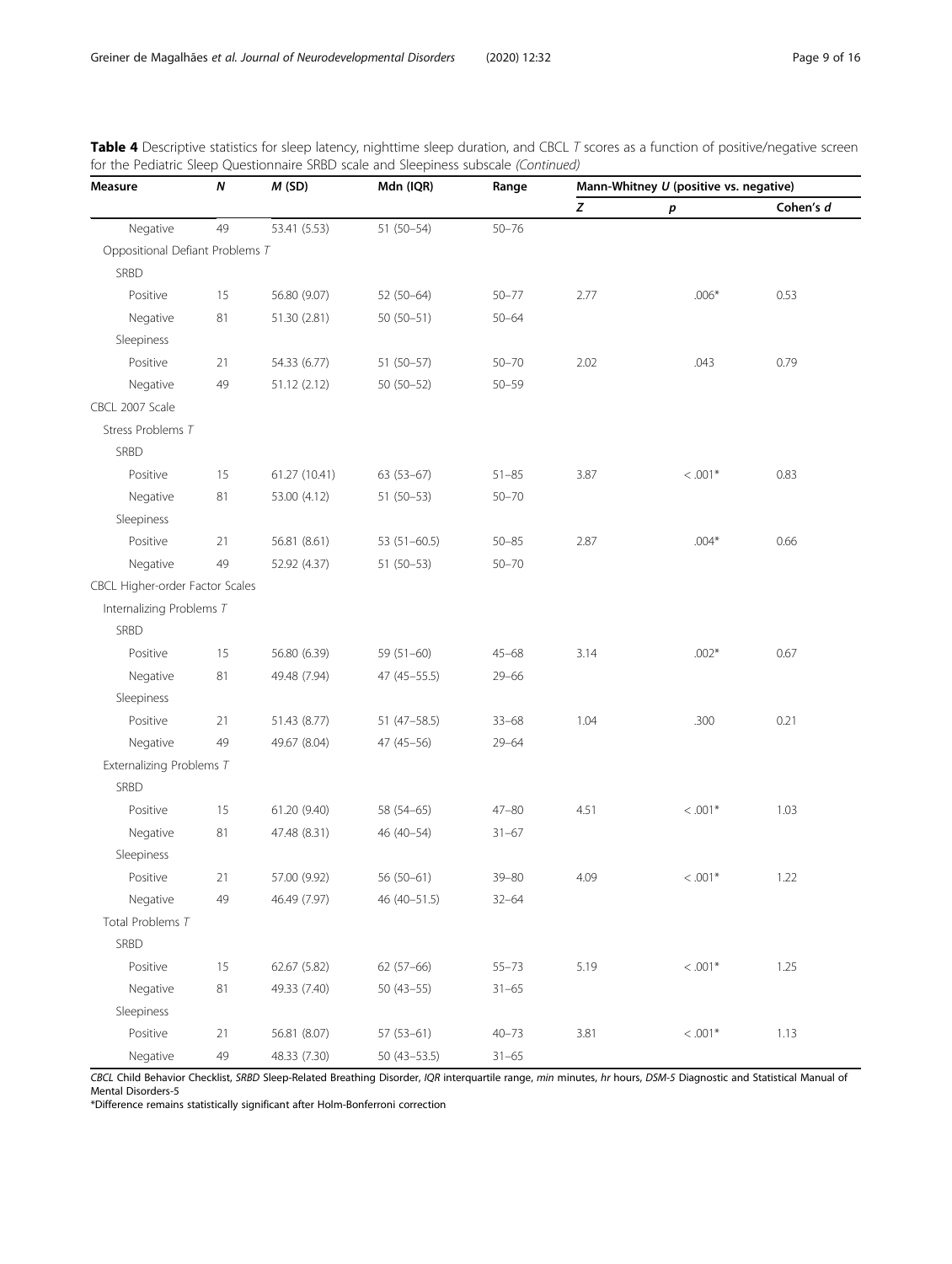**Table 4** Descriptive statistics for sleep latency, nighttime sleep duration, and CBCL *T* scores as a function of positive/negative screen for the Pediatric Sleep Questionnaire SRBD scale and Sleepiness subscale *(Continued)*

| Measure | *N* | *M* (SD) | Mdn (IQR) | Range | Mann-Whitney *U* (positive vs. negative) | | |
|---|---|---|---|---|---|---|---|
| | | | | | *Z* | *p* | Cohen's *d* |
| Negative | 49 | 53.41 (5.53) | 51 (50–54) | 50–76 | | | |
| Oppositional Defiant Problems *T* | | | | | | | |
| SRBD | | | | | | | |
| Positive | 15 | 56.80 (9.07) | 52 (50–64) | 50–77 | 2.77 | .006* | 0.53 |
| Negative | 81 | 51.30 (2.81) | 50 (50–51) | 50–64 | | | |
| Sleepiness | | | | | | | |
| Positive | 21 | 54.33 (6.77) | 51 (50–57) | 50–70 | 2.02 | .043 | 0.79 |
| Negative | 49 | 51.12 (2.12) | 50 (50–52) | 50–59 | | | |
| CBCL 2007 Scale | | | | | | | |
| Stress Problems *T* | | | | | | | |
| SRBD | | | | | | | |
| Positive | 15 | 61.27 (10.41) | 63 (53–67) | 51–85 | 3.87 | < .001* | 0.83 |
| Negative | 81 | 53.00 (4.12) | 51 (50–53) | 50–70 | | | |
| Sleepiness | | | | | | | |
| Positive | 21 | 56.81 (8.61) | 53 (51–60.5) | 50–85 | 2.87 | .004* | 0.66 |
| Negative | 49 | 52.92 (4.37) | 51 (50–53) | 50–70 | | | |
| CBCL Higher-order Factor Scales | | | | | | | |
| Internalizing Problems *T* | | | | | | | |
| SRBD | | | | | | | |
| Positive | 15 | 56.80 (6.39) | 59 (51–60) | 45–68 | 3.14 | .002* | 0.67 |
| Negative | 81 | 49.48 (7.94) | 47 (45–55.5) | 29–66 | | | |
| Sleepiness | | | | | | | |
| Positive | 21 | 51.43 (8.77) | 51 (47–58.5) | 33–68 | 1.04 | .300 | 0.21 |
| Negative | 49 | 49.67 (8.04) | 47 (45–56) | 29–64 | | | |
| Externalizing Problems *T* | | | | | | | |
| SRBD | | | | | | | |
| Positive | 15 | 61.20 (9.40) | 58 (54–65) | 47–80 | 4.51 | < .001* | 1.03 |
| Negative | 81 | 47.48 (8.31) | 46 (40–54) | 31–67 | | | |
| Sleepiness | | | | | | | |
| Positive | 21 | 57.00 (9.92) | 56 (50–61) | 39–80 | 4.09 | < .001* | 1.22 |
| Negative | 49 | 46.49 (7.97) | 46 (40–51.5) | 32–64 | | | |
| Total Problems *T* | | | | | | | |
| SRBD | | | | | | | |
| Positive | 15 | 62.67 (5.82) | 62 (57–66) | 55–73 | 5.19 | < .001* | 1.25 |
| Negative | 81 | 49.33 (7.40) | 50 (43–55) | 31–65 | | | |
| Sleepiness | | | | | | | |
| Positive | 21 | 56.81 (8.07) | 57 (53–61) | 40–73 | 3.81 | < .001* | 1.13 |
| Negative | 49 | 48.33 (7.30) | 50 (43–53.5) | 31–65 | | | |

*CBCL* Child Behavior Checklist, *SRBD* Sleep-Related Breathing Disorder, *IQR* interquartile range, *min* minutes, *hr* hours, *DSM-5* Diagnostic and Statistical Manual of Mental Disorders-5

*Difference remains statistically significant after Holm-Bonferroni correction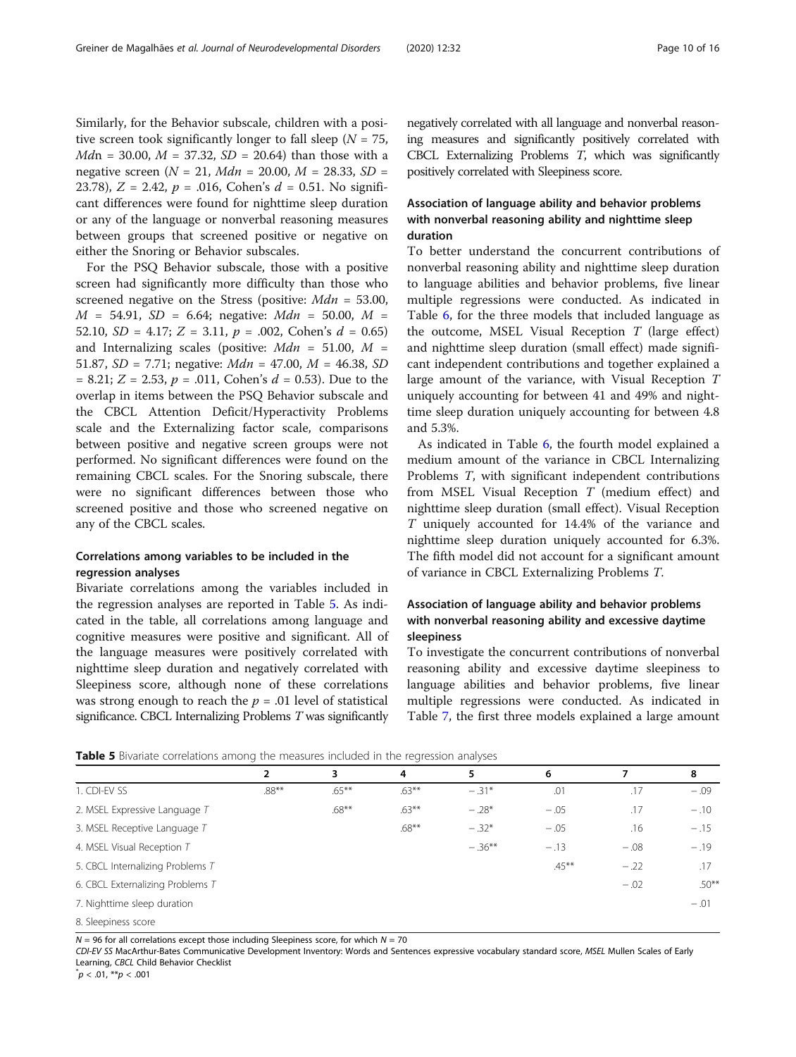Similarly, for the Behavior subscale, children with a positive screen took significantly longer to fall sleep ($N = 75$, $Mdn = 30.00$, $M = 37.32$, $SD = 20.64$) than those with a negative screen ($N = 21$, $Mdn = 20.00$, $M = 28.33$, $SD = 23.78$), $Z = 2.42$, $p = .016$, Cohen's $d = 0.51$. No significant differences were found for nighttime sleep duration or any of the language or nonverbal reasoning measures between groups that screened positive or negative on either the Snoring or Behavior subscales.

For the PSQ Behavior subscale, those with a positive screen had significantly more difficulty than those who screened negative on the Stress (positive: $Mdn = 53.00$, $M = 54.91$, $SD = 6.64$; negative: $Mdn = 50.00$, $M = 52.10$, $SD = 4.17$; $Z = 3.11$, $p = .002$, Cohen's $d = 0.65$) and Internalizing scales (positive: $Mdn = 51.00$, $M = 51.87$, $SD = 7.71$; negative: $Mdn = 47.00$, $M = 46.38$, $SD = 8.21$; $Z = 2.53$, $p = .011$, Cohen's $d = 0.53$). Due to the overlap in items between the PSQ Behavior subscale and the CBCL Attention Deficit/Hyperactivity Problems scale and the Externalizing factor scale, comparisons between positive and negative screen groups were not performed. No significant differences were found on the remaining CBCL scales. For the Snoring subscale, there were no significant differences between those who screened positive and those who screened negative on any of the CBCL scales.

### Correlations among variables to be included in the regression analyses

Bivariate correlations among the variables included in the regression analyses are reported in Table 5. As indicated in the table, all correlations among language and cognitive measures were positive and significant. All of the language measures were positively correlated with nighttime sleep duration and negatively correlated with Sleepiness score, although none of these correlations was strong enough to reach the $p = .01$ level of statistical significance. CBCL Internalizing Problems *T* was significantly negatively correlated with all language and nonverbal reasoning measures and significantly positively correlated with CBCL Externalizing Problems *T*, which was significantly positively correlated with Sleepiness score.

### Association of language ability and behavior problems with nonverbal reasoning ability and nighttime sleep duration

To better understand the concurrent contributions of nonverbal reasoning ability and nighttime sleep duration to language abilities and behavior problems, five linear multiple regressions were conducted. As indicated in Table 6, for the three models that included language as the outcome, MSEL Visual Reception *T* (large effect) and nighttime sleep duration (small effect) made significant independent contributions and together explained a large amount of the variance, with Visual Reception *T* uniquely accounting for between 41 and 49% and nighttime sleep duration uniquely accounting for between 4.8 and 5.3%.

As indicated in Table 6, the fourth model explained a medium amount of the variance in CBCL Internalizing Problems *T*, with significant independent contributions from MSEL Visual Reception *T* (medium effect) and nighttime sleep duration (small effect). Visual Reception *T* uniquely accounted for 14.4% of the variance and nighttime sleep duration uniquely accounted for 6.3%. The fifth model did not account for a significant amount of variance in CBCL Externalizing Problems *T*.

### Association of language ability and behavior problems with nonverbal reasoning ability and excessive daytime sleepiness

To investigate the concurrent contributions of nonverbal reasoning ability and excessive daytime sleepiness to language abilities and behavior problems, five linear multiple regressions were conducted. As indicated in Table 7, the first three models explained a large amount

**Table 5** Bivariate correlations among the measures included in the regression analyses

| | 2 | 3 | 4 | 5 | 6 | 7 | 8 |
|---|---|---|---|---|---|---|---|
| 1. CDI-EV SS | .88** | .65** | .63** | −.31* | .01 | .17 | −.09 |
| 2. MSEL Expressive Language *T* | | .68** | .63** | −.28* | −.05 | .17 | −.10 |
| 3. MSEL Receptive Language *T* | | | .68** | −.32* | −.05 | .16 | −.15 |
| 4. MSEL Visual Reception *T* | | | | −.36** | −.13 | −.08 | −.19 |
| 5. CBCL Internalizing Problems *T* | | | | | .45** | −.22 | .17 |
| 6. CBCL Externalizing Problems *T* | | | | | | −.02 | .50** |
| 7. Nighttime sleep duration | | | | | | | −.01 |
| 8. Sleepiness score | | | | | | | |

$N = 96$ for all correlations except those including Sleepiness score, for which $N = 70$

*CDI-EV SS* MacArthur-Bates Communicative Development Inventory: Words and Sentences expressive vocabulary standard score, *MSEL* Mullen Scales of Early Learning, *CBCL* Child Behavior Checklist

*$p < .01$, **$p < .001$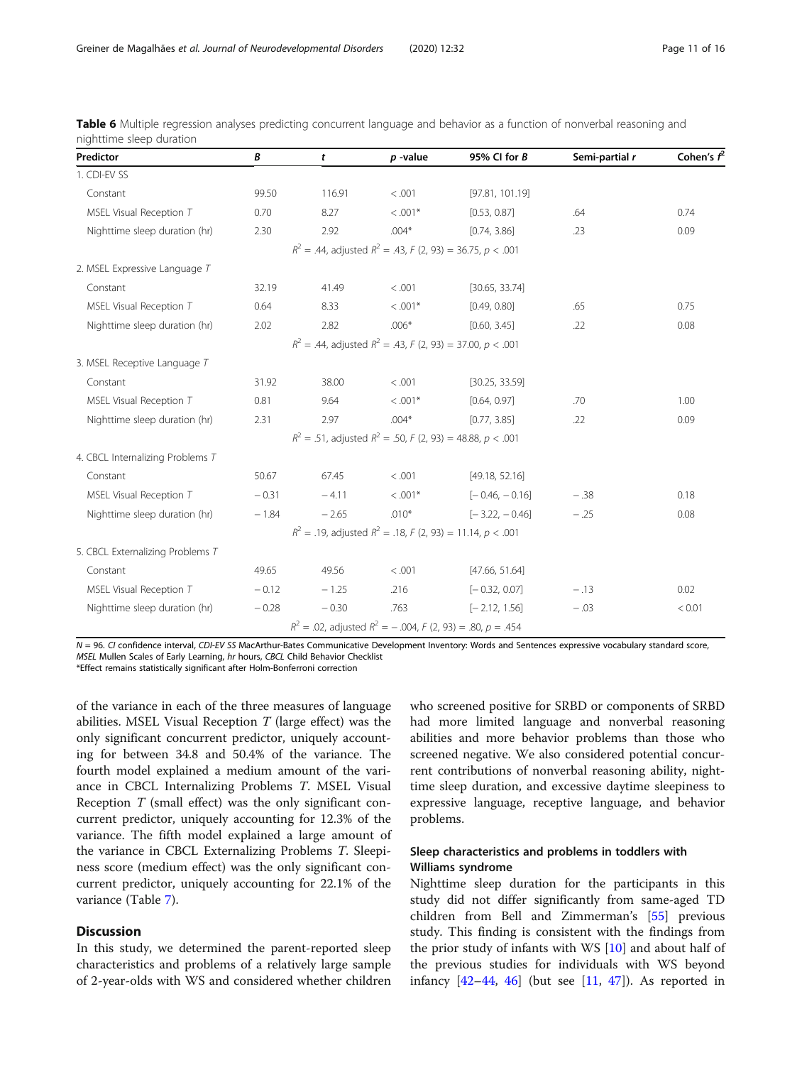**Table 6** Multiple regression analyses predicting concurrent language and behavior as a function of nonverbal reasoning and nighttime sleep duration

| Predictor | *B* | *t* | *p* -value | 95% CI for *B* | Semi-partial *r* | Cohen's $f^2$ |
|---|---|---|---|---|---|---|
| 1. CDI-EV SS | | | | | | |
| Constant | 99.50 | 116.91 | < .001 | [97.81, 101.19] | | |
| MSEL Visual Reception *T* | 0.70 | 8.27 | < .001* | [0.53, 0.87] | .64 | 0.74 |
| Nighttime sleep duration (hr) | 2.30 | 2.92 | .004* | [0.74, 3.86] | .23 | 0.09 |
| $R^2$ = .44, adjusted $R^2$ = .43, $F$ (2, 93) = 36.75, $p$ < .001 | | | | | | |
| 2. MSEL Expressive Language *T* | | | | | | |
| Constant | 32.19 | 41.49 | < .001 | [30.65, 33.74] | | |
| MSEL Visual Reception *T* | 0.64 | 8.33 | < .001* | [0.49, 0.80] | .65 | 0.75 |
| Nighttime sleep duration (hr) | 2.02 | 2.82 | .006* | [0.60, 3.45] | .22 | 0.08 |
| $R^2$ = .44, adjusted $R^2$ = .43, $F$ (2, 93) = 37.00, $p$ < .001 | | | | | | |
| 3. MSEL Receptive Language *T* | | | | | | |
| Constant | 31.92 | 38.00 | < .001 | [30.25, 33.59] | | |
| MSEL Visual Reception *T* | 0.81 | 9.64 | < .001* | [0.64, 0.97] | .70 | 1.00 |
| Nighttime sleep duration (hr) | 2.31 | 2.97 | .004* | [0.77, 3.85] | .22 | 0.09 |
| $R^2$ = .51, adjusted $R^2$ = .50, $F$ (2, 93) = 48.88, $p$ < .001 | | | | | | |
| 4. CBCL Internalizing Problems *T* | | | | | | |
| Constant | 50.67 | 67.45 | < .001 | [49.18, 52.16] | | |
| MSEL Visual Reception *T* | − 0.31 | − 4.11 | < .001* | [− 0.46, − 0.16] | − .38 | 0.18 |
| Nighttime sleep duration (hr) | − 1.84 | − 2.65 | .010* | [− 3.22, − 0.46] | − .25 | 0.08 |
| $R^2$ = .19, adjusted $R^2$ = .18, $F$ (2, 93) = 11.14, $p$ < .001 | | | | | | |
| 5. CBCL Externalizing Problems *T* | | | | | | |
| Constant | 49.65 | 49.56 | < .001 | [47.66, 51.64] | | |
| MSEL Visual Reception *T* | − 0.12 | − 1.25 | .216 | [− 0.32, 0.07] | − .13 | 0.02 |
| Nighttime sleep duration (hr) | − 0.28 | − 0.30 | .763 | [− 2.12, 1.56] | − .03 | < 0.01 |
| $R^2$ = .02, adjusted $R^2$ = − .004, $F$ (2, 93) = .80, $p$ = .454 | | | | | | |

*N* = 96. *CI* confidence interval, *CDI-EV SS* MacArthur-Bates Communicative Development Inventory: Words and Sentences expressive vocabulary standard score, *MSEL* Mullen Scales of Early Learning, *hr* hours, *CBCL* Child Behavior Checklist
*Effect remains statistically significant after Holm-Bonferroni correction

of the variance in each of the three measures of language abilities. MSEL Visual Reception *T* (large effect) was the only significant concurrent predictor, uniquely accounting for between 34.8 and 50.4% of the variance. The fourth model explained a medium amount of the variance in CBCL Internalizing Problems *T*. MSEL Visual Reception *T* (small effect) was the only significant concurrent predictor, uniquely accounting for 12.3% of the variance. The fifth model explained a large amount of the variance in CBCL Externalizing Problems *T*. Sleepiness score (medium effect) was the only significant concurrent predictor, uniquely accounting for 22.1% of the variance (Table 7).

## Discussion

In this study, we determined the parent-reported sleep characteristics and problems of a relatively large sample of 2-year-olds with WS and considered whether children who screened positive for SRBD or components of SRBD had more limited language and nonverbal reasoning abilities and more behavior problems than those who screened negative. We also considered potential concurrent contributions of nonverbal reasoning ability, nighttime sleep duration, and excessive daytime sleepiness to expressive language, receptive language, and behavior problems.

### Sleep characteristics and problems in toddlers with Williams syndrome

Nighttime sleep duration for the participants in this study did not differ significantly from same-aged TD children from Bell and Zimmerman's [55] previous study. This finding is consistent with the findings from the prior study of infants with WS [10] and about half of the previous studies for individuals with WS beyond infancy [42–44, 46] (but see [11, 47]). As reported in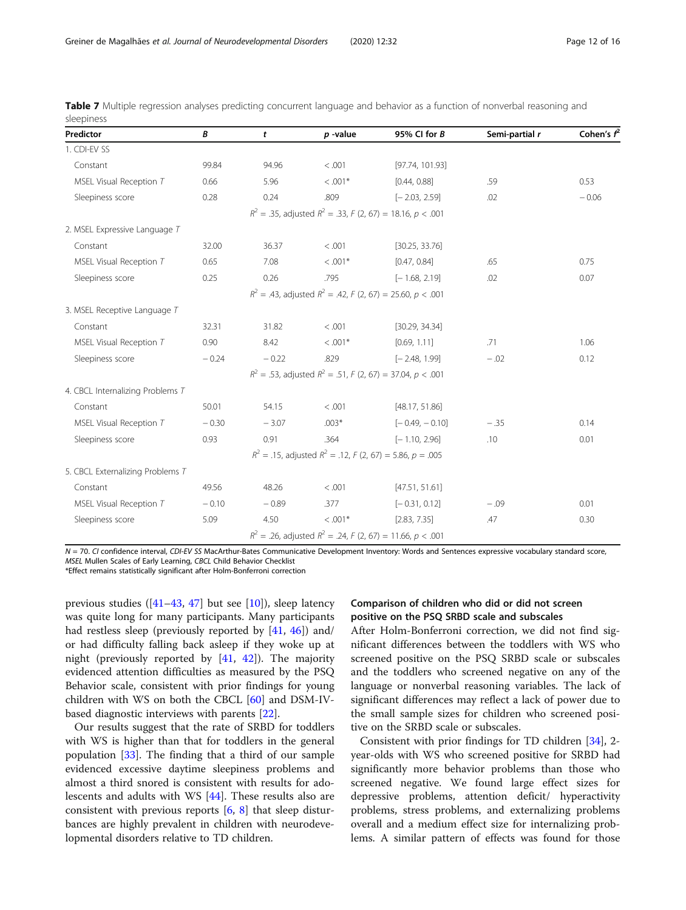**Table 7** Multiple regression analyses predicting concurrent language and behavior as a function of nonverbal reasoning and sleepiness

| Predictor | *B* | *t* | *p* -value | 95% CI for *B* | Semi-partial *r* | Cohen's $f^2$ |
|---|---|---|---|---|---|---|
| 1. CDI-EV SS | | | | | | |
| Constant | 99.84 | 94.96 | < .001 | [97.74, 101.93] | | |
| MSEL Visual Reception *T* | 0.66 | 5.96 | < .001* | [0.44, 0.88] | .59 | 0.53 |
| Sleepiness score | 0.28 | 0.24 | .809 | [− 2.03, 2.59] | .02 | − 0.06 |
| | | $R^2$ = .35, adjusted $R^2$ = .33, $F$ (2, 67) = 18.16, $p$ < .001 | | | | |
| 2. MSEL Expressive Language *T* | | | | | | |
| Constant | 32.00 | 36.37 | < .001 | [30.25, 33.76] | | |
| MSEL Visual Reception *T* | 0.65 | 7.08 | < .001* | [0.47, 0.84] | .65 | 0.75 |
| Sleepiness score | 0.25 | 0.26 | .795 | [− 1.68, 2.19] | .02 | 0.07 |
| | | $R^2$ = .43, adjusted $R^2$ = .42, $F$ (2, 67) = 25.60, $p$ < .001 | | | | |
| 3. MSEL Receptive Language *T* | | | | | | |
| Constant | 32.31 | 31.82 | < .001 | [30.29, 34.34] | | |
| MSEL Visual Reception *T* | 0.90 | 8.42 | < .001* | [0.69, 1.11] | .71 | 1.06 |
| Sleepiness score | − 0.24 | − 0.22 | .829 | [− 2.48, 1.99] | − .02 | 0.12 |
| | | $R^2$ = .53, adjusted $R^2$ = .51, $F$ (2, 67) = 37.04, $p$ < .001 | | | | |
| 4. CBCL Internalizing Problems *T* | | | | | | |
| Constant | 50.01 | 54.15 | < .001 | [48.17, 51.86] | | |
| MSEL Visual Reception *T* | − 0.30 | − 3.07 | .003* | [− 0.49, − 0.10] | − .35 | 0.14 |
| Sleepiness score | 0.93 | 0.91 | .364 | [− 1.10, 2.96] | .10 | 0.01 |
| | | $R^2$ = .15, adjusted $R^2$ = .12, $F$ (2, 67) = 5.86, $p$ = .005 | | | | |
| 5. CBCL Externalizing Problems *T* | | | | | | |
| Constant | 49.56 | 48.26 | < .001 | [47.51, 51.61] | | |
| MSEL Visual Reception *T* | − 0.10 | − 0.89 | .377 | [− 0.31, 0.12] | − .09 | 0.01 |
| Sleepiness score | 5.09 | 4.50 | < .001* | [2.83, 7.35] | .47 | 0.30 |
| | | $R^2$ = .26, adjusted $R^2$ = .24, $F$ (2, 67) = 11.66, $p$ < .001 | | | | |

*N* = 70. *CI* confidence interval, *CDI-EV SS* MacArthur-Bates Communicative Development Inventory: Words and Sentences expressive vocabulary standard score, *MSEL* Mullen Scales of Early Learning, *CBCL* Child Behavior Checklist
*Effect remains statistically significant after Holm-Bonferroni correction

previous studies ([41–43, 47] but see [10]), sleep latency was quite long for many participants. Many participants had restless sleep (previously reported by [41, 46]) and/or had difficulty falling back asleep if they woke up at night (previously reported by [41, 42]). The majority evidenced attention difficulties as measured by the PSQ Behavior scale, consistent with prior findings for young children with WS on both the CBCL [60] and DSM-IV-based diagnostic interviews with parents [22].

Our results suggest that the rate of SRBD for toddlers with WS is higher than that for toddlers in the general population [33]. The finding that a third of our sample evidenced excessive daytime sleepiness problems and almost a third snored is consistent with results for adolescents and adults with WS [44]. These results also are consistent with previous reports [6, 8] that sleep disturbances are highly prevalent in children with neurodevelopmental disorders relative to TD children.

### Comparison of children who did or did not screen positive on the PSQ SRBD scale and subscales

After Holm-Bonferroni correction, we did not find significant differences between the toddlers with WS who screened positive on the PSQ SRBD scale or subscales and the toddlers who screened negative on any of the language or nonverbal reasoning variables. The lack of significant differences may reflect a lack of power due to the small sample sizes for children who screened positive on the SRBD scale or subscales.

Consistent with prior findings for TD children [34], 2-year-olds with WS who screened positive for SRBD had significantly more behavior problems than those who screened negative. We found large effect sizes for depressive problems, attention deficit/ hyperactivity problems, stress problems, and externalizing problems overall and a medium effect size for internalizing problems. A similar pattern of effects was found for those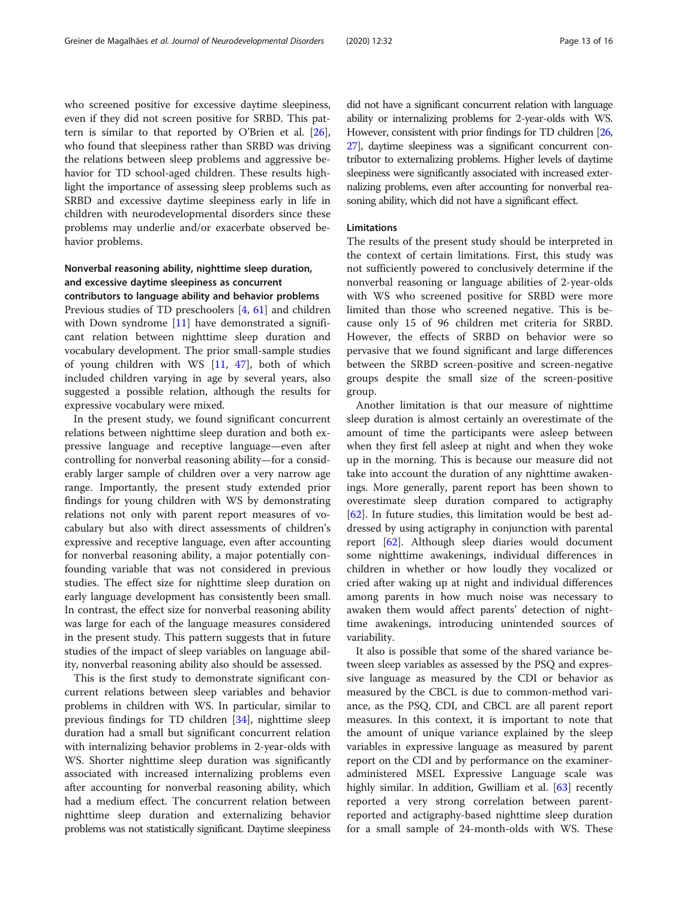who screened positive for excessive daytime sleepiness, even if they did not screen positive for SRBD. This pattern is similar to that reported by O'Brien et al. [26], who found that sleepiness rather than SRBD was driving the relations between sleep problems and aggressive behavior for TD school-aged children. These results highlight the importance of assessing sleep problems such as SRBD and excessive daytime sleepiness early in life in children with neurodevelopmental disorders since these problems may underlie and/or exacerbate observed behavior problems.

### Nonverbal reasoning ability, nighttime sleep duration, and excessive daytime sleepiness as concurrent contributors to language ability and behavior problems

Previous studies of TD preschoolers [4, 61] and children with Down syndrome [11] have demonstrated a significant relation between nighttime sleep duration and vocabulary development. The prior small-sample studies of young children with WS [11, 47], both of which included children varying in age by several years, also suggested a possible relation, although the results for expressive vocabulary were mixed.

In the present study, we found significant concurrent relations between nighttime sleep duration and both expressive language and receptive language—even after controlling for nonverbal reasoning ability—for a considerably larger sample of children over a very narrow age range. Importantly, the present study extended prior findings for young children with WS by demonstrating relations not only with parent report measures of vocabulary but also with direct assessments of children's expressive and receptive language, even after accounting for nonverbal reasoning ability, a major potentially confounding variable that was not considered in previous studies. The effect size for nighttime sleep duration on early language development has consistently been small. In contrast, the effect size for nonverbal reasoning ability was large for each of the language measures considered in the present study. This pattern suggests that in future studies of the impact of sleep variables on language ability, nonverbal reasoning ability also should be assessed.

This is the first study to demonstrate significant concurrent relations between sleep variables and behavior problems in children with WS. In particular, similar to previous findings for TD children [34], nighttime sleep duration had a small but significant concurrent relation with internalizing behavior problems in 2-year-olds with WS. Shorter nighttime sleep duration was significantly associated with increased internalizing problems even after accounting for nonverbal reasoning ability, which had a medium effect. The concurrent relation between nighttime sleep duration and externalizing behavior problems was not statistically significant. Daytime sleepiness did not have a significant concurrent relation with language ability or internalizing problems for 2-year-olds with WS. However, consistent with prior findings for TD children [26, 27], daytime sleepiness was a significant concurrent contributor to externalizing problems. Higher levels of daytime sleepiness were significantly associated with increased externalizing problems, even after accounting for nonverbal reasoning ability, which did not have a significant effect.

### Limitations

The results of the present study should be interpreted in the context of certain limitations. First, this study was not sufficiently powered to conclusively determine if the nonverbal reasoning or language abilities of 2-year-olds with WS who screened positive for SRBD were more limited than those who screened negative. This is because only 15 of 96 children met criteria for SRBD. However, the effects of SRBD on behavior were so pervasive that we found significant and large differences between the SRBD screen-positive and screen-negative groups despite the small size of the screen-positive group.

Another limitation is that our measure of nighttime sleep duration is almost certainly an overestimate of the amount of time the participants were asleep between when they first fell asleep at night and when they woke up in the morning. This is because our measure did not take into account the duration of any nighttime awakenings. More generally, parent report has been shown to overestimate sleep duration compared to actigraphy [62]. In future studies, this limitation would be best addressed by using actigraphy in conjunction with parental report [62]. Although sleep diaries would document some nighttime awakenings, individual differences in children in whether or how loudly they vocalized or cried after waking up at night and individual differences among parents in how much noise was necessary to awaken them would affect parents' detection of nighttime awakenings, introducing unintended sources of variability.

It also is possible that some of the shared variance between sleep variables as assessed by the PSQ and expressive language as measured by the CDI or behavior as measured by the CBCL is due to common-method variance, as the PSQ, CDI, and CBCL are all parent report measures. In this context, it is important to note that the amount of unique variance explained by the sleep variables in expressive language as measured by parent report on the CDI and by performance on the examiner-administered MSEL Expressive Language scale was highly similar. In addition, Gwilliam et al. [63] recently reported a very strong correlation between parent-reported and actigraphy-based nighttime sleep duration for a small sample of 24-month-olds with WS. These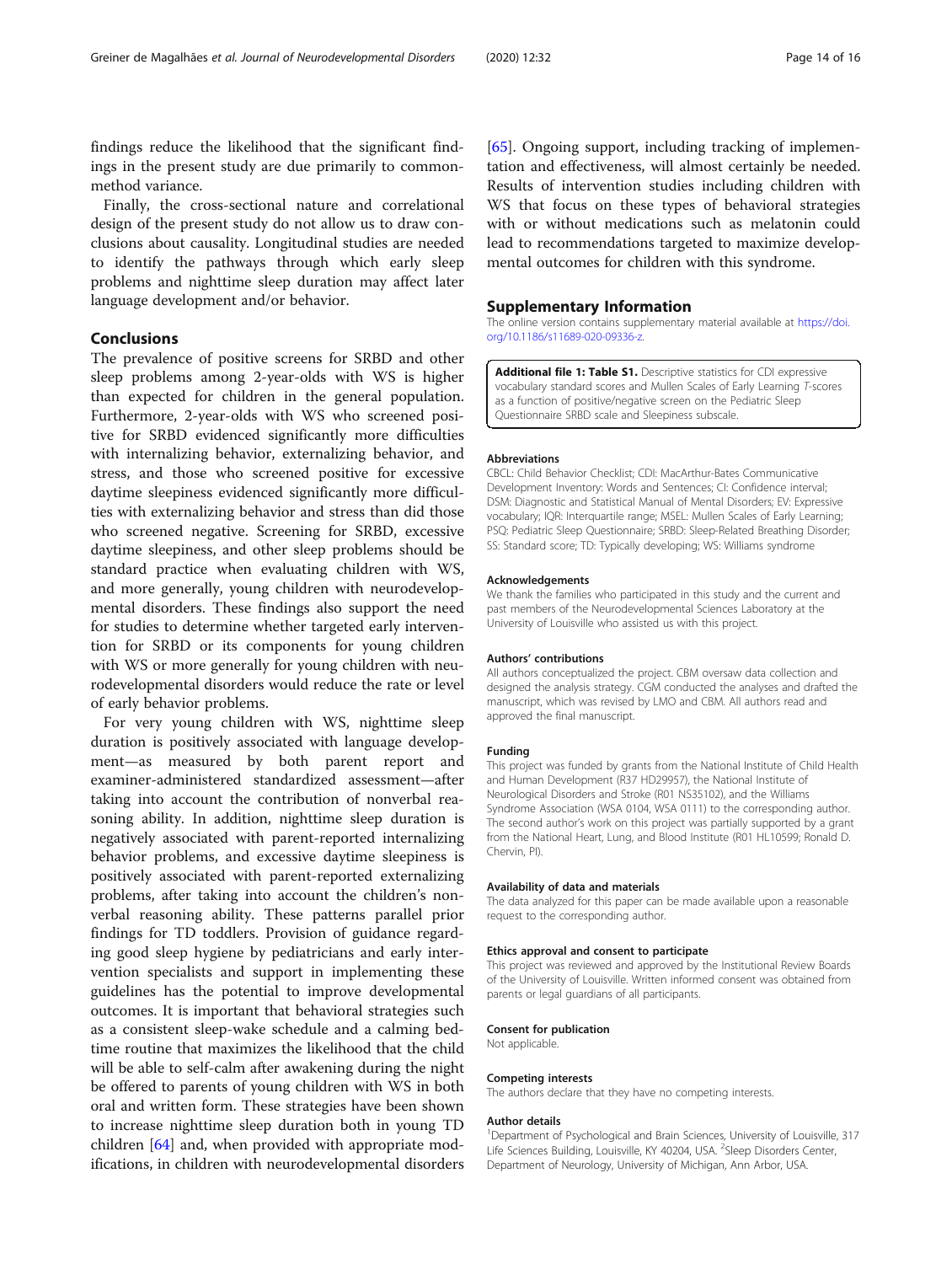findings reduce the likelihood that the significant findings in the present study are due primarily to common-method variance.

Finally, the cross-sectional nature and correlational design of the present study do not allow us to draw conclusions about causality. Longitudinal studies are needed to identify the pathways through which early sleep problems and nighttime sleep duration may affect later language development and/or behavior.

## Conclusions

The prevalence of positive screens for SRBD and other sleep problems among 2-year-olds with WS is higher than expected for children in the general population. Furthermore, 2-year-olds with WS who screened positive for SRBD evidenced significantly more difficulties with internalizing behavior, externalizing behavior, and stress, and those who screened positive for excessive daytime sleepiness evidenced significantly more difficulties with externalizing behavior and stress than did those who screened negative. Screening for SRBD, excessive daytime sleepiness, and other sleep problems should be standard practice when evaluating children with WS, and more generally, young children with neurodevelopmental disorders. These findings also support the need for studies to determine whether targeted early intervention for SRBD or its components for young children with WS or more generally for young children with neurodevelopmental disorders would reduce the rate or level of early behavior problems.

For very young children with WS, nighttime sleep duration is positively associated with language development—as measured by both parent report and examiner-administered standardized assessment—after taking into account the contribution of nonverbal reasoning ability. In addition, nighttime sleep duration is negatively associated with parent-reported internalizing behavior problems, and excessive daytime sleepiness is positively associated with parent-reported externalizing problems, after taking into account the children's nonverbal reasoning ability. These patterns parallel prior findings for TD toddlers. Provision of guidance regarding good sleep hygiene by pediatricians and early intervention specialists and support in implementing these guidelines has the potential to improve developmental outcomes. It is important that behavioral strategies such as a consistent sleep-wake schedule and a calming bedtime routine that maximizes the likelihood that the child will be able to self-calm after awakening during the night be offered to parents of young children with WS in both oral and written form. These strategies have been shown to increase nighttime sleep duration both in young TD children [64] and, when provided with appropriate modifications, in children with neurodevelopmental disorders [65]. Ongoing support, including tracking of implementation and effectiveness, will almost certainly be needed. Results of intervention studies including children with WS that focus on these types of behavioral strategies with or without medications such as melatonin could lead to recommendations targeted to maximize developmental outcomes for children with this syndrome.

## Supplementary Information

The online version contains supplementary material available at https://doi.org/10.1186/s11689-020-09336-z.

**Additional file 1: Table S1.** Descriptive statistics for CDI expressive vocabulary standard scores and Mullen Scales of Early Learning *T*-scores as a function of positive/negative screen on the Pediatric Sleep Questionnaire SRBD scale and Sleepiness subscale.

### Abbreviations

CBCL: Child Behavior Checklist; CDI: MacArthur-Bates Communicative Development Inventory: Words and Sentences; CI: Confidence interval; DSM: Diagnostic and Statistical Manual of Mental Disorders; EV: Expressive vocabulary; IQR: Interquartile range; MSEL: Mullen Scales of Early Learning; PSQ: Pediatric Sleep Questionnaire; SRBD: Sleep-Related Breathing Disorder; SS: Standard score; TD: Typically developing; WS: Williams syndrome

### Acknowledgements

We thank the families who participated in this study and the current and past members of the Neurodevelopmental Sciences Laboratory at the University of Louisville who assisted us with this project.

### Authors' contributions

All authors conceptualized the project. CBM oversaw data collection and designed the analysis strategy. CGM conducted the analyses and drafted the manuscript, which was revised by LMO and CBM. All authors read and approved the final manuscript.

### Funding

This project was funded by grants from the National Institute of Child Health and Human Development (R37 HD29957), the National Institute of Neurological Disorders and Stroke (R01 NS35102), and the Williams Syndrome Association (WSA 0104, WSA 0111) to the corresponding author. The second author's work on this project was partially supported by a grant from the National Heart, Lung, and Blood Institute (R01 HL10599; Ronald D. Chervin, PI).

### Availability of data and materials

The data analyzed for this paper can be made available upon a reasonable request to the corresponding author.

### Ethics approval and consent to participate

This project was reviewed and approved by the Institutional Review Boards of the University of Louisville. Written informed consent was obtained from parents or legal guardians of all participants.

### Consent for publication

Not applicable.

### Competing interests

The authors declare that they have no competing interests.

### Author details

[1]Department of Psychological and Brain Sciences, University of Louisville, 317 Life Sciences Building, Louisville, KY 40204, USA. [2]Sleep Disorders Center, Department of Neurology, University of Michigan, Ann Arbor, USA.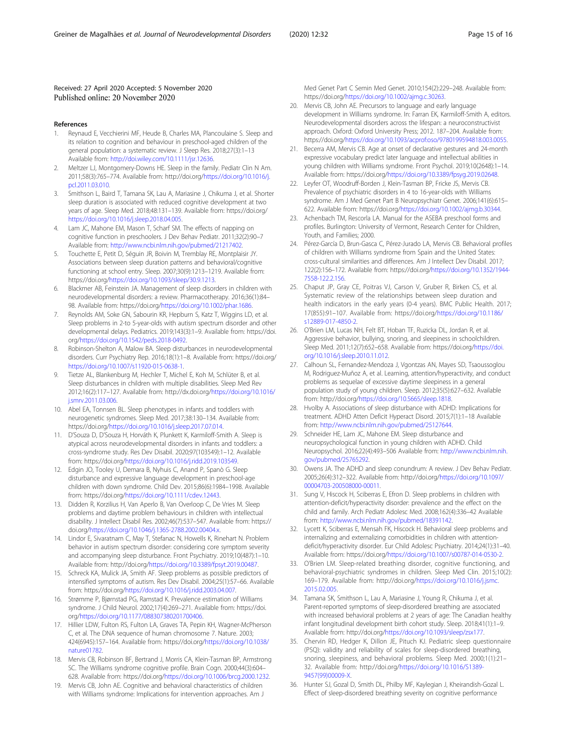Received: 27 April 2020 Accepted: 5 November 2020
Published online: 20 November 2020

## References

1. Reynaud E, Vecchierini MF, Heude B, Charles MA, Plancoulaine S. Sleep and its relation to cognition and behaviour in preschool-aged children of the general population: a systematic review. J Sleep Res. 2018;27(3):1–13 Available from: http://doi.wiley.com/10.1111/jsr.12636.
2. Meltzer LJ, Montgomery-Downs HE. Sleep in the family. Pediatr Clin N Am. 2011;58(3):765–774. Available from: http://doi.org/https://doi.org/10.1016/j.pcl.2011.03.010.
3. Smithson L, Baird T, Tamana SK, Lau A, Mariasine J, Chikuma J, et al. Shorter sleep duration is associated with reduced cognitive development at two years of age. Sleep Med. 2018;48:131–139. Available from: https://doi.org/https://doi.org/10.1016/j.sleep.2018.04.005.
4. Lam JC, Mahone EM, Mason T, Scharf SM. The effects of napping on cognitive function in preschoolers. J Dev Behav Pediatr. 2011;32(2):90–7 Available from: http://www.ncbi.nlm.nih.gov/pubmed/21217402.
5. Touchette E, Petit D, Séguin JR, Boivin M, Tremblay RE, Montplaisir JY. Associations between sleep duration patterns and behavioral/cognitive functioning at school entry. Sleep. 2007;30(9):1213–1219. Available from: https://doi.org/https://doi.org/10.1093/sleep/30.9.1213.
6. Blackmer AB, Feinstein JA. Management of sleep disorders in children with neurodevelopmental disorders: a review. Pharmacotherapy. 2016;36(1):84–98. Available from: https://doi.org/https://doi.org/10.1002/phar.1686.
7. Reynolds AM, Soke GN, Sabourin KR, Hepburn S, Katz T, Wiggins LD, et al. Sleep problems in 2-to 5-year-olds with autism spectrum disorder and other developmental delays. Pediatrics. 2019;143(3):1–9. Available from: https://doi.org/https://doi.org/10.1542/peds.2018-0492.
8. Robinson-Shelton A, Malow BA. Sleep disturbances in neurodevelopmental disorders. Curr Psychiatry Rep. 2016;18(1):1–8. Available from: https://doi.org/https://doi.org/10.1007/s11920-015-0638-1.
9. Tietze AL, Blankenburg M, Hechler T, Michel E, Koh M, Schlüter B, et al. Sleep disturbances in children with multiple disabilities. Sleep Med Rev 2012;16(2):117–127. Available from: http://dx.doi.org/https://doi.org/10.1016/j.smrv.2011.03.006.
10. Abel EA, Tonnsen BL. Sleep phenotypes in infants and toddlers with neurogenetic syndromes. Sleep Med. 2017;38:130–134. Available from: https://doi.org/https://doi.org/10.1016/j.sleep.2017.07.014.
11. D'Souza D, D'Souza H, Horváth K, Plunkett K, Karmiloff-Smith A. Sleep is atypical across neurodevelopmental disorders in infants and toddlers: a cross-syndrome study. Res Dev Disabil. 2020;97(103549):1–12. Available from: https://doi.org/https://doi.org/10.1016/j.ridd.2019.103549.
12. Edgin JO, Tooley U, Demara B, Nyhuis C, Anand P, Spanò G. Sleep disturbance and expressive language development in preschool-age children with down syndrome. Child Dev. 2015;86(6):1984–1998. Available from: https://doi.org/https://doi.org/10.1111/cdev.12443.
13. Didden R, Korzilius H, Van Aperlo B, Van Overloop C, De Vries M. Sleep problems and daytime problem behaviours in children with intellectual disability. J Intellect Disabil Res. 2002;46(7):537–547. Available from: https://doi.org/https://doi.org/10.1046/j.1365-2788.2002.00404.x.
14. Lindor E, Sivaratnam C, May T, Stefanac N, Howells K, Rinehart N. Problem behavior in autism spectrum disorder: considering core symptom severity and accompanying sleep disturbance. Front Psychiatry. 2019;10(487):1–10. Available from: http://doi.org/https://doi.org/10.3389/fpsyt.2019.00487.
15. Schreck KA, Mulick JA, Smith AF. Sleep problems as possible predictors of intensified symptoms of autism. Res Dev Disabil. 2004;25(1):57–66. Available from: https://doi.org/https://doi.org/10.1016/j.ridd.2003.04.007.
16. Strømme P, Bjørnstad PG, Ramstad K. Prevalence estimation of Williams syndrome. J Child Neurol. 2002;17(4):269–271. Available from: https://doi.org/https://doi.org/10.1177/088307380201700406.
17. Hillier LDW, Fulton RS, Fulton LA, Graves TA, Pepin KH, Wagner-McPherson C, et al. The DNA sequence of human chromosome 7. Nature. 2003;424(6945):157–164. Available from: https://doi.org/https://doi.org/10.1038/nature01782.
18. Mervis CB, Robinson BF, Bertrand J, Morris CA, Klein-Tasman BP, Armstrong SC. The Williams syndrome cognitive profile. Brain Cogn. 2000;44(3):604–628. Available from: https://doi.org/https://doi.org/10.1006/brcg.2000.1232.
19. Mervis CB, John AE. Cognitive and behavioral characteristics of children with Williams syndrome: Implications for intervention approaches. Am J Med Genet Part C Semin Med Genet. 2010;154(2):229–248. Available from: https://doi.org/https://doi.org/10.1002/ajmg.c.30263.
20. Mervis CB, John AE. Precursors to language and early language development in Williams syndrome. In: Farran EK, Karmiloff-Smith A, editors. Neurodevelopmental disorders across the lifespan: a neuroconstructivist approach. Oxford: Oxford University Press; 2012. 187–204. Available from: https://doi.org/https://doi.org/10.1093/acprof:oso/9780199594818.003.0055.
21. Becerra AM, Mervis CB. Age at onset of declarative gestures and 24-month expressive vocabulary predict later language and intellectual abilities in young children with Williams syndrome. Front Psychol. 2019;10(2648):1–14. Available from: https://doi.org/https://doi.org/10.3389/fpsyg.2019.02648.
22. Leyfer OT, Woodruff-Borden J, Klein-Tasman BP, Fricke JS, Mervis CB. Prevalence of psychiatric disorders in 4 to 16-year-olds with Williams syndrome. Am J Med Genet Part B Neuropsychiatr Genet. 2006;141(6):615–622. Available from: https://doi.org/https://doi.org/10.1002/ajmg.b.30344.
23. Achenbach TM, Rescorla LA. Manual for the ASEBA preschool forms and profiles. Burlington: University of Vermont, Research Center for Children, Youth, and Families; 2000.
24. Pérez-García D, Brun-Gasca C, Pérez-Jurado LA, Mervis CB. Behavioral profiles of children with Williams syndrome from Spain and the United States: cross-cultural similarities and differences. Am J Intellect Dev Disabil. 2017;122(2):156–172. Available from: https://doi.org/https://doi.org/10.1352/1944-7558-122.2.156.
25. Chaput JP, Gray CE, Poitras VJ, Carson V, Gruber R, Birken CS, et al. Systematic review of the relationships between sleep duration and health indicators in the early years (0-4 years). BMC Public Health. 2017;17(855):91–107. Available from: https://doi.org/https://doi.org/10.1186/s12889-017-4850-2.
26. O'Brien LM, Lucas NH, Felt BT, Hoban TF, Ruzicka DL, Jordan R, et al. Aggressive behavior, bullying, snoring, and sleepiness in schoolchildren. Sleep Med. 2011;12(7):652–658. Available from: https://doi.org/https://doi.org/10.1016/j.sleep.2010.11.012.
27. Calhoun SL, Fernandez-Mendoza J, Vgontzas AN, Mayes SD, Tsaoussoglou M, Rodriguez-Muñoz A, et al. Learning, attention/hyperactivity, and conduct problems as sequelae of excessive daytime sleepiness in a general population study of young children. Sleep. 2012;35(5):627–632. Available from: http://doi.org/https://doi.org/10.5665/sleep.1818.
28. Hvolby A. Associations of sleep disturbance with ADHD: Implications for treatment. ADHD Atten Deficit Hyperact Disord. 2015;7(1):1–18 Available from: http://www.ncbi.nlm.nih.gov/pubmed/25127644.
29. Schneider HE, Lam JC, Mahone EM. Sleep disturbance and neuropsychological function in young children with ADHD. Child Neuropsychol. 2016;22(4):493–506 Available from: http://www.ncbi.nlm.nih.gov/pubmed/25765292.
30. Owens JA. The ADHD and sleep conundrum: A review. J Dev Behav Pediatr. 2005;26(4):312–322. Available from: http://doi.org/https://doi.org/10.1097/00004703-200508000-00011.
31. Sung V, Hiscock H, Sciberras E, Efron D. Sleep problems in children with attention-deficit/hyperactivity disorder: prevalence and the effect on the child and family. Arch Pediatr Adolesc Med. 2008;162(4):336–42 Available from: http://www.ncbi.nlm.nih.gov/pubmed/18391142.
32. Lycett K, Sciberras E, Mensah FK, Hiscock H. Behavioral sleep problems and internalizing and externalizing comorbidities in children with attention-deficit/hyperactivity disorder. Eur Child Adolesc Psychiatry. 2014;24(1):31–40. Available from: https://doi.org/https://doi.org/10.1007/s00787-014-0530-2.
33. O'Brien LM. Sleep-related breathing disorder, cognitive functioning, and behavioral-psychiatric syndromes in children. Sleep Med Clin. 2015;10(2):169–179. Available from: http://doi.org/https://doi.org/10.1016/j.jsmc.2015.02.005.
34. Tamana SK, Smithson L, Lau A, Mariasine J, Young R, Chikuma J, et al. Parent-reported symptoms of sleep-disordered breathing are associated with increased behavioral problems at 2 years of age: The Canadian healthy infant longitudinal development birth cohort study. Sleep. 2018;41(1):1–9. Available from: http://doi.org/https://doi.org/10.1093/sleep/zsx177.
35. Chervin RD, Hedger K, Dillon JE, Pituch KJ. Pediatric sleep questionnaire (PSQ): validity and reliability of scales for sleep-disordered breathing, snoring, sleepiness, and behavioral problems. Sleep Med. 2000;1(1):21–32. Available from: http://doi.org/https://doi.org/10.1016/S1389-9457(99)00009-X.
36. Hunter SJ, Gozal D, Smith DL, Philby MF, Kaylegian J, Kheirandish-Gozal L. Effect of sleep-disordered breathing severity on cognitive performance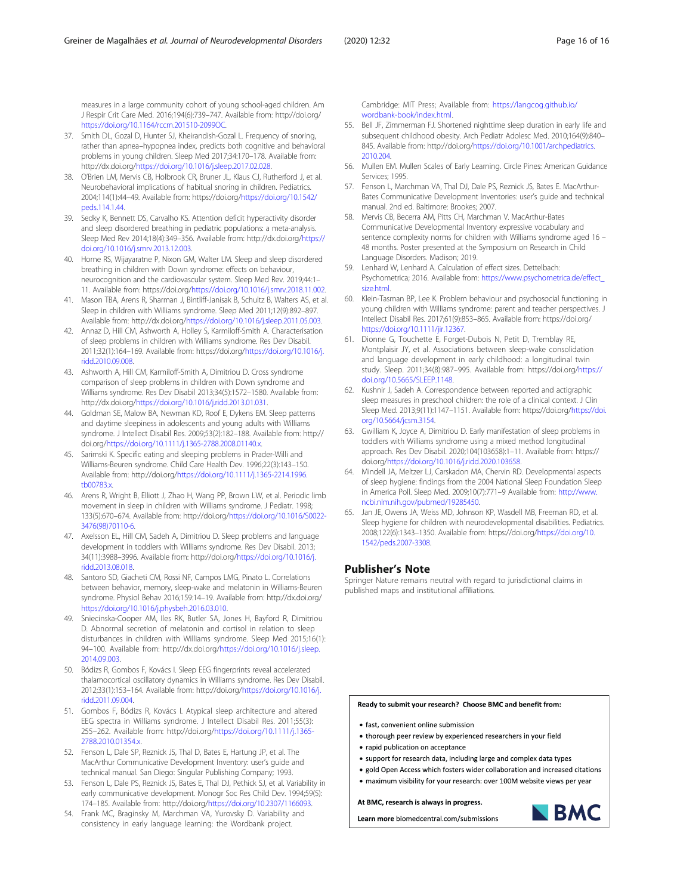measures in a large community cohort of young school-aged children. Am J Respir Crit Care Med. 2016;194(6):739–747. Available from: http://doi.org/https://doi.org/10.1164/rccm.201510-2099OC.

37. Smith DL, Gozal D, Hunter SJ, Kheirandish-Gozal L. Frequency of snoring, rather than apnea–hypopnea index, predicts both cognitive and behavioral problems in young children. Sleep Med 2017;34:170–178. Available from: http://dx.doi.org/https://doi.org/10.1016/j.sleep.2017.02.028.
38. O'Brien LM, Mervis CB, Holbrook CR, Bruner JL, Klaus CJ, Rutherford J, et al. Neurobehavioral implications of habitual snoring in children. Pediatrics. 2004;114(1):44–49. Available from: https://doi.org/https://doi.org/10.1542/peds.114.1.44.
39. Sedky K, Bennett DS, Carvalho KS. Attention deficit hyperactivity disorder and sleep disordered breathing in pediatric populations: a meta-analysis. Sleep Med Rev 2014;18(4):349–356. Available from: http://dx.doi.org/https://doi.org/10.1016/j.smrv.2013.12.003.
40. Horne RS, Wijayaratne P, Nixon GM, Walter LM. Sleep and sleep disordered breathing in children with Down syndrome: effects on behaviour, neurocognition and the cardiovascular system. Sleep Med Rev. 2019;44:1–11. Available from: https://doi.org/https://doi.org/10.1016/j.smrv.2018.11.002.
41. Mason TBA, Arens R, Sharman J, Bintliff-Janisak B, Schultz B, Walters AS, et al. Sleep in children with Williams syndrome. Sleep Med 2011;12(9):892–897. Available from: http://dx.doi.org/https://doi.org/10.1016/j.sleep.2011.05.003.
42. Annaz D, Hill CM, Ashworth A, Holley S, Karmiloff-Smith A. Characterisation of sleep problems in children with Williams syndrome. Res Dev Disabil. 2011;32(1):164–169. Available from: https://doi.org/https://doi.org/10.1016/j.ridd.2010.09.008.
43. Ashworth A, Hill CM, Karmiloff-Smith A, Dimitriou D. Cross syndrome comparison of sleep problems in children with Down syndrome and Williams syndrome. Res Dev Disabil 2013;34(5):1572–1580. Available from: http://dx.doi.org/https://doi.org/10.1016/j.ridd.2013.01.031.
44. Goldman SE, Malow BA, Newman KD, Roof E, Dykens EM. Sleep patterns and daytime sleepiness in adolescents and young adults with Williams syndrome. J Intellect Disabil Res. 2009;53(2):182–188. Available from: http://doi.org/https://doi.org/10.1111/j.1365-2788.2008.01140.x.
45. Sarimski K. Specific eating and sleeping problems in Prader-Willi and Williams-Beuren syndrome. Child Care Health Dev. 1996;22(3):143–150. Available from: http://doi.org/https://doi.org/10.1111/j.1365-2214.1996.tb00783.x.
46. Arens R, Wright B, Elliott J, Zhao H, Wang PP, Brown LW, et al. Periodic limb movement in sleep in children with Williams syndrome. J Pediatr. 1998;133(5):670–674. Available from: http://doi.org/https://doi.org/10.1016/S0022-3476(98)70110-6.
47. Axelsson EL, Hill CM, Sadeh A, Dimitriou D. Sleep problems and language development in toddlers with Williams syndrome. Res Dev Disabil. 2013;34(11):3988–3996. Available from: http://doi.org/https://doi.org/10.1016/j.ridd.2013.08.018.
48. Santoro SD, Giacheti CM, Rossi NF, Campos LMG, Pinato L. Correlations between behavior, memory, sleep-wake and melatonin in Williams-Beuren syndrome. Physiol Behav 2016;159:14–19. Available from: http://dx.doi.org/https://doi.org/10.1016/j.physbeh.2016.03.010.
49. Sniecinska-Cooper AM, Iles RK, Butler SA, Jones H, Bayford R, Dimitriou D. Abnormal secretion of melatonin and cortisol in relation to sleep disturbances in children with Williams syndrome. Sleep Med 2015;16(1):94–100. Available from: http://dx.doi.org/https://doi.org/10.1016/j.sleep.2014.09.003.
50. Bódizs R, Gombos F, Kovács I. Sleep EEG fingerprints reveal accelerated thalamocortical oscillatory dynamics in Williams syndrome. Res Dev Disabil. 2012;33(1):153–164. Available from: http://doi.org/https://doi.org/10.1016/j.ridd.2011.09.004.
51. Gombos F, Bódizs R, Kovács I. Atypical sleep architecture and altered EEG spectra in Williams syndrome. J Intellect Disabil Res. 2011;55(3):255–262. Available from: http://doi.org/https://doi.org/10.1111/j.1365-2788.2010.01354.x.
52. Fenson L, Dale SP, Reznick JS, Thal D, Bates E, Hartung JP, et al. The MacArthur Communicative Development Inventory: user's guide and technical manual. San Diego: Singular Publishing Company; 1993.
53. Fenson L, Dale PS, Reznick JS, Bates E, Thal DJ, Pethick SJ, et al. Variability in early communicative development. Monogr Soc Res Child Dev. 1994;59(5):174–185. Available from: http://doi.org/https://doi.org/10.2307/1166093.
54. Frank MC, Braginsky M, Marchman VA, Yurovsky D. Variability and consistency in early language learning: the Wordbank project. Cambridge: MIT Press; Available from: https://langcog.github.io/wordbank-book/index.html.
55. Bell JF, Zimmerman FJ. Shortened nighttime sleep duration in early life and subsequent childhood obesity. Arch Pediatr Adolesc Med. 2010;164(9):840–845. Available from: http://doi.org/https://doi.org/10.1001/archpediatrics.2010.204.
56. Mullen EM. Mullen Scales of Early Learning. Circle Pines: American Guidance Services; 1995.
57. Fenson L, Marchman VA, Thal DJ, Dale PS, Reznick JS, Bates E. MacArthur-Bates Communicative Development Inventories: user's guide and technical manual. 2nd ed. Baltimore: Brookes; 2007.
58. Mervis CB, Becerra AM, Pitts CH, Marchman V. MacArthur-Bates Communicative Developmental Inventory expressive vocabulary and sentence complexity norms for children with Williams syndrome aged 16 – 48 months. Poster presented at the Symposium on Research in Child Language Disorders. Madison; 2019.
59. Lenhard W, Lenhard A. Calculation of effect sizes. Dettelbach: Psychometrica; 2016. Available from: https://www.psychometrica.de/effect_size.html.
60. Klein-Tasman BP, Lee K. Problem behaviour and psychosocial functioning in young children with Williams syndrome: parent and teacher perspectives. J Intellect Disabil Res. 2017;61(9):853–865. Available from: https://doi.org/https://doi.org/10.1111/jir.12367.
61. Dionne G, Touchette E, Forget-Dubois N, Petit D, Tremblay RE, Montplaisir JY, et al. Associations between sleep-wake consolidation and language development in early childhood: a longitudinal twin study. Sleep. 2011;34(8):987–995. Available from: https://doi.org/https://doi.org/10.5665/SLEEP.1148.
62. Kushnir J, Sadeh A. Correspondence between reported and actigraphic sleep measures in preschool children: the role of a clinical context. J Clin Sleep Med. 2013;9(11):1147–1151. Available from: https://doi.org/https://doi.org/10.5664/jcsm.3154.
63. Gwilliam K, Joyce A, Dimitriou D. Early manifestation of sleep problems in toddlers with Williams syndrome using a mixed method longitudinal approach. Res Dev Disabil. 2020;104(103658):1–11. Available from: https://doi.org/https://doi.org/10.1016/j.ridd.2020.103658.
64. Mindell JA, Meltzer LJ, Carskadon MA, Chervin RD. Developmental aspects of sleep hygiene: findings from the 2004 National Sleep Foundation Sleep in America Poll. Sleep Med. 2009;10(7):771–9 Available from: http://www.ncbi.nlm.nih.gov/pubmed/19285450.
65. Jan JE, Owens JA, Weiss MD, Johnson KP, Wasdell MB, Freeman RD, et al. Sleep hygiene for children with neurodevelopmental disabilities. Pediatrics. 2008;122(6):1343–1350. Available from: https://doi.org/https://doi.org/10.1542/peds.2007-3308.

## Publisher's Note

Springer Nature remains neutral with regard to jurisdictional claims in published maps and institutional affiliations.

**Ready to submit your research? Choose BMC and benefit from:**

- fast, convenient online submission
- thorough peer review by experienced researchers in your field
- rapid publication on acceptance
- support for research data, including large and complex data types
- gold Open Access which fosters wider collaboration and increased citations
- maximum visibility for your research: over 100M website views per year

**At BMC, research is always in progress.**

**Learn more** biomedcentral.com/submissions